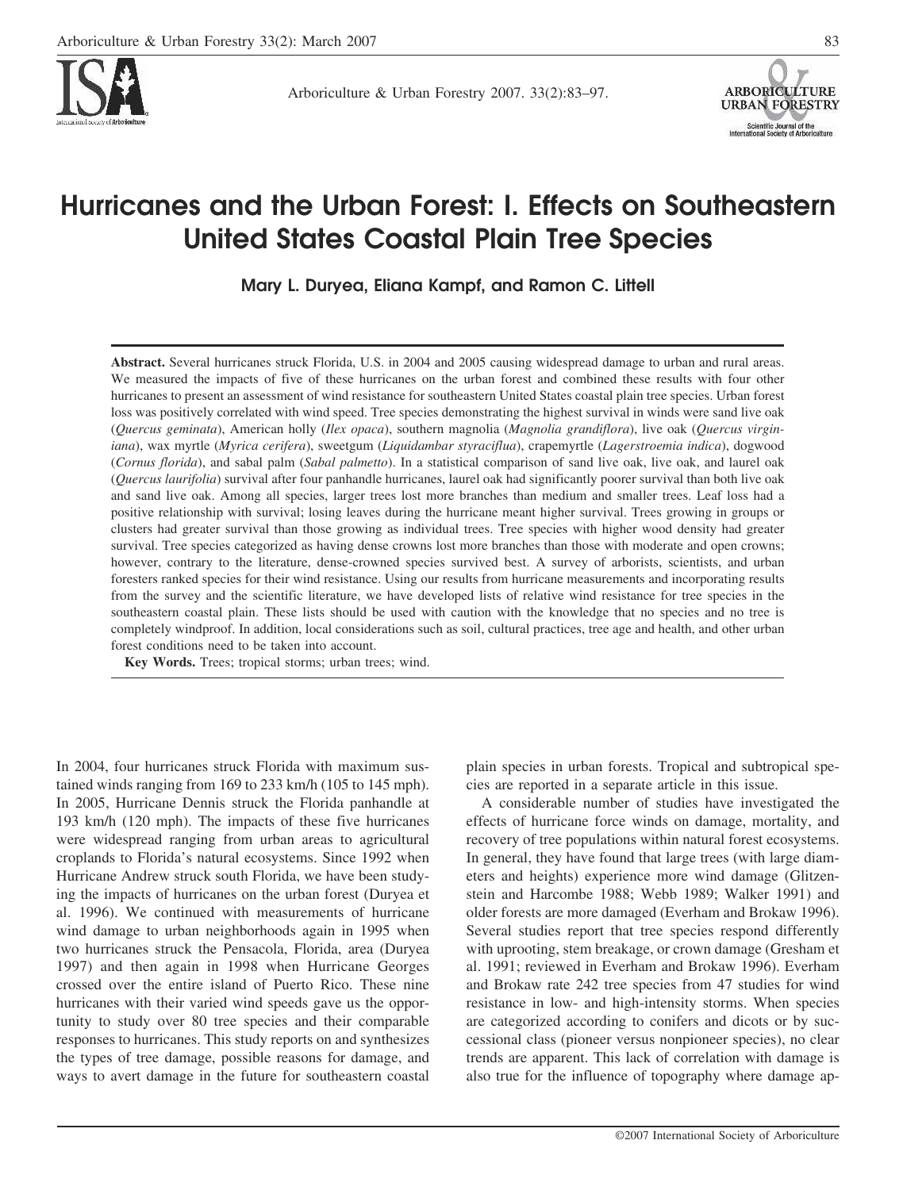# Hurricanes and the Urban Forest: I. Effects on Southeastern United States Coastal Plain Tree Species

**Mary L. Duryea, Eliana Kampf, and Ramon C. Littell**

**Abstract.** Several hurricanes struck Florida, U.S. in 2004 and 2005 causing widespread damage to urban and rural areas. We measured the impacts of five of these hurricanes on the urban forest and combined these results with four other hurricanes to present an assessment of wind resistance for southeastern United States coastal plain tree species. Urban forest loss was positively correlated with wind speed. Tree species demonstrating the highest survival in winds were sand live oak (*Quercus geminata*), American holly (*Ilex opaca*), southern magnolia (*Magnolia grandiflora*), live oak (*Quercus virginiana*), wax myrtle (*Myrica cerifera*), sweetgum (*Liquidambar styraciflua*), crapemyrtle (*Lagerstroemia indica*), dogwood (*Cornus florida*), and sabal palm (*Sabal palmetto*). In a statistical comparison of sand live oak, live oak, and laurel oak (*Quercus laurifolia*) survival after four panhandle hurricanes, laurel oak had significantly poorer survival than both live oak and sand live oak. Among all species, larger trees lost more branches than medium and smaller trees. Leaf loss had a positive relationship with survival; losing leaves during the hurricane meant higher survival. Trees growing in groups or clusters had greater survival than those growing as individual trees. Tree species with higher wood density had greater survival. Tree species categorized as having dense crowns lost more branches than those with moderate and open crowns; however, contrary to the literature, dense-crowned species survived best. A survey of arborists, scientists, and urban foresters ranked species for their wind resistance. Using our results from hurricane measurements and incorporating results from the survey and the scientific literature, we have developed lists of relative wind resistance for tree species in the southeastern coastal plain. These lists should be used with caution with the knowledge that no species and no tree is completely windproof. In addition, local considerations such as soil, cultural practices, tree age and health, and other urban forest conditions need to be taken into account.

**Key Words.** Trees; tropical storms; urban trees; wind.

In 2004, four hurricanes struck Florida with maximum sustained winds ranging from 169 to 233 km/h (105 to 145 mph). In 2005, Hurricane Dennis struck the Florida panhandle at 193 km/h (120 mph). The impacts of these five hurricanes were widespread ranging from urban areas to agricultural croplands to Florida's natural ecosystems. Since 1992 when Hurricane Andrew struck south Florida, we have been studying the impacts of hurricanes on the urban forest (Duryea et al. 1996). We continued with measurements of hurricane wind damage to urban neighborhoods again in 1995 when two hurricanes struck the Pensacola, Florida, area (Duryea 1997) and then again in 1998 when Hurricane Georges crossed over the entire island of Puerto Rico. These nine hurricanes with their varied wind speeds gave us the opportunity to study over 80 tree species and their comparable responses to hurricanes. This study reports on and synthesizes the types of tree damage, possible reasons for damage, and ways to avert damage in the future for southeastern coastal plain species in urban forests. Tropical and subtropical species are reported in a separate article in this issue.

A considerable number of studies have investigated the effects of hurricane force winds on damage, mortality, and recovery of tree populations within natural forest ecosystems. In general, they have found that large trees (with large diameters and heights) experience more wind damage (Glitzenstein and Harcombe 1988; Webb 1989; Walker 1991) and older forests are more damaged (Everham and Brokaw 1996). Several studies report that tree species respond differently with uprooting, stem breakage, or crown damage (Gresham et al. 1991; reviewed in Everham and Brokaw 1996). Everham and Brokaw rate 242 tree species from 47 studies for wind resistance in low- and high-intensity storms. When species are categorized according to conifers and dicots or by successional class (pioneer versus nonpioneer species), no clear trends are apparent. This lack of correlation with damage is also true for the influence of topography where damage ap-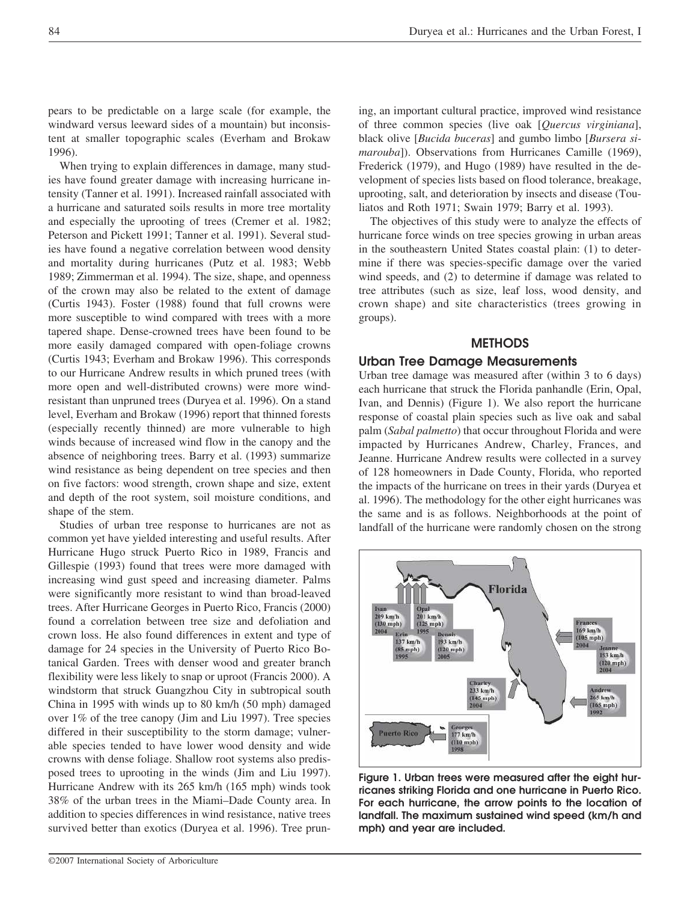pears to be predictable on a large scale (for example, the windward versus leeward sides of a mountain) but inconsistent at smaller topographic scales (Everham and Brokaw 1996).

When trying to explain differences in damage, many studies have found greater damage with increasing hurricane intensity (Tanner et al. 1991). Increased rainfall associated with a hurricane and saturated soils results in more tree mortality and especially the uprooting of trees (Cremer et al. 1982; Peterson and Pickett 1991; Tanner et al. 1991). Several studies have found a negative correlation between wood density and mortality during hurricanes (Putz et al. 1983; Webb 1989; Zimmerman et al. 1994). The size, shape, and openness of the crown may also be related to the extent of damage (Curtis 1943). Foster (1988) found that full crowns were more susceptible to wind compared with trees with a more tapered shape. Dense-crowned trees have been found to be more easily damaged compared with open-foliage crowns (Curtis 1943; Everham and Brokaw 1996). This corresponds to our Hurricane Andrew results in which pruned trees (with more open and well-distributed crowns) were more wind-resistant than unpruned trees (Duryea et al. 1996). On a stand level, Everham and Brokaw (1996) report that thinned forests (especially recently thinned) are more vulnerable to high winds because of increased wind flow in the canopy and the absence of neighboring trees. Barry et al. (1993) summarize wind resistance as being dependent on tree species and then on five factors: wood strength, crown shape and size, extent and depth of the root system, soil moisture conditions, and shape of the stem.

Studies of urban tree response to hurricanes are not as common yet have yielded interesting and useful results. After Hurricane Hugo struck Puerto Rico in 1989, Francis and Gillespie (1993) found that trees were more damaged with increasing wind gust speed and increasing diameter. Palms were significantly more resistant to wind than broad-leaved trees. After Hurricane Georges in Puerto Rico, Francis (2000) found a correlation between tree size and defoliation and crown loss. He also found differences in extent and type of damage for 24 species in the University of Puerto Rico Botanical Garden. Trees with denser wood and greater branch flexibility were less likely to snap or uproot (Francis 2000). A windstorm that struck Guangzhou City in subtropical south China in 1995 with winds up to 80 km/h (50 mph) damaged over 1% of the tree canopy (Jim and Liu 1997). Tree species differed in their susceptibility to the storm damage; vulnerable species tended to have lower wood density and wide crowns with dense foliage. Shallow root systems also predisposed trees to uprooting in the winds (Jim and Liu 1997). Hurricane Andrew with its 265 km/h (165 mph) winds took 38% of the urban trees in the Miami–Dade County area. In addition to species differences in wind resistance, native trees survived better than exotics (Duryea et al. 1996). Tree pruning, an important cultural practice, improved wind resistance of three common species (live oak [*Quercus virginiana*], black olive [*Bucida buceras*] and gumbo limbo [*Bursera simarouba*]). Observations from Hurricanes Camille (1969), Frederick (1979), and Hugo (1989) have resulted in the development of species lists based on flood tolerance, breakage, uprooting, salt, and deterioration by insects and disease (Touliatos and Roth 1971; Swain 1979; Barry et al. 1993).

The objectives of this study were to analyze the effects of hurricane force winds on tree species growing in urban areas in the southeastern United States coastal plain: (1) to determine if there was species-specific damage over the varied wind speeds, and (2) to determine if damage was related to tree attributes (such as size, leaf loss, wood density, and crown shape) and site characteristics (trees growing in groups).

## METHODS

### Urban Tree Damage Measurements

Urban tree damage was measured after (within 3 to 6 days) each hurricane that struck the Florida panhandle (Erin, Opal, Ivan, and Dennis) (Figure 1). We also report the hurricane response of coastal plain species such as live oak and sabal palm (*Sabal palmetto*) that occur throughout Florida and were impacted by Hurricanes Andrew, Charley, Frances, and Jeanne. Hurricane Andrew results were collected in a survey of 128 homeowners in Dade County, Florida, who reported the impacts of the hurricane on trees in their yards (Duryea et al. 1996). The methodology for the other eight hurricanes was the same and is as follows. Neighborhoods at the point of landfall of the hurricane were randomly chosen on the strong

**Figure 1. Urban trees were measured after the eight hurricanes striking Florida and one hurricane in Puerto Rico. For each hurricane, the arrow points to the location of landfall. The maximum sustained wind speed (km/h and mph) and year are included.**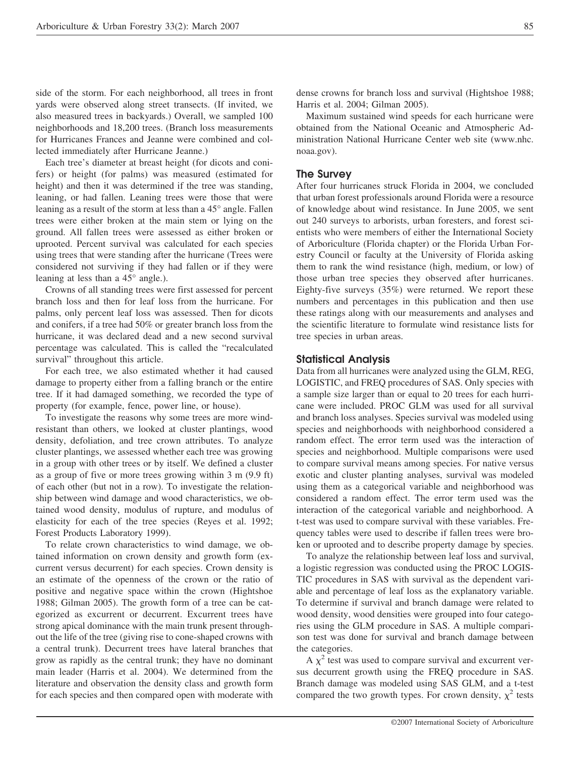side of the storm. For each neighborhood, all trees in front yards were observed along street transects. (If invited, we also measured trees in backyards.) Overall, we sampled 100 neighborhoods and 18,200 trees. (Branch loss measurements for Hurricanes Frances and Jeanne were combined and collected immediately after Hurricane Jeanne.)

Each tree's diameter at breast height (for dicots and conifers) or height (for palms) was measured (estimated for height) and then it was determined if the tree was standing, leaning, or had fallen. Leaning trees were those that were leaning as a result of the storm at less than a 45° angle. Fallen trees were either broken at the main stem or lying on the ground. All fallen trees were assessed as either broken or uprooted. Percent survival was calculated for each species using trees that were standing after the hurricane (Trees were considered not surviving if they had fallen or if they were leaning at less than a 45° angle.).

Crowns of all standing trees were first assessed for percent branch loss and then for leaf loss from the hurricane. For palms, only percent leaf loss was assessed. Then for dicots and conifers, if a tree had 50% or greater branch loss from the hurricane, it was declared dead and a new second survival percentage was calculated. This is called the "recalculated survival" throughout this article.

For each tree, we also estimated whether it had caused damage to property either from a falling branch or the entire tree. If it had damaged something, we recorded the type of property (for example, fence, power line, or house).

To investigate the reasons why some trees are more wind-resistant than others, we looked at cluster plantings, wood density, defoliation, and tree crown attributes. To analyze cluster plantings, we assessed whether each tree was growing in a group with other trees or by itself. We defined a cluster as a group of five or more trees growing within 3 m (9.9 ft) of each other (but not in a row). To investigate the relationship between wind damage and wood characteristics, we obtained wood density, modulus of rupture, and modulus of elasticity for each of the tree species (Reyes et al. 1992; Forest Products Laboratory 1999).

To relate crown characteristics to wind damage, we obtained information on crown density and growth form (excurrent versus decurrent) for each species. Crown density is an estimate of the openness of the crown or the ratio of positive and negative space within the crown (Hightshoe 1988; Gilman 2005). The growth form of a tree can be categorized as excurrent or decurrent. Excurrent trees have strong apical dominance with the main trunk present throughout the life of the tree (giving rise to cone-shaped crowns with a central trunk). Decurrent trees have lateral branches that grow as rapidly as the central trunk; they have no dominant main leader (Harris et al. 2004). We determined from the literature and observation the density class and growth form for each species and then compared open with moderate with dense crowns for branch loss and survival (Hightshoe 1988; Harris et al. 2004; Gilman 2005).

Maximum sustained wind speeds for each hurricane were obtained from the National Oceanic and Atmospheric Administration National Hurricane Center web site (www.nhc.noaa.gov).

## The Survey

After four hurricanes struck Florida in 2004, we concluded that urban forest professionals around Florida were a resource of knowledge about wind resistance. In June 2005, we sent out 240 surveys to arborists, urban foresters, and forest scientists who were members of either the International Society of Arboriculture (Florida chapter) or the Florida Urban Forestry Council or faculty at the University of Florida asking them to rank the wind resistance (high, medium, or low) of those urban tree species they observed after hurricanes. Eighty-five surveys (35%) were returned. We report these numbers and percentages in this publication and then use these ratings along with our measurements and analyses and the scientific literature to formulate wind resistance lists for tree species in urban areas.

## Statistical Analysis

Data from all hurricanes were analyzed using the GLM, REG, LOGISTIC, and FREQ procedures of SAS. Only species with a sample size larger than or equal to 20 trees for each hurricane were included. PROC GLM was used for all survival and branch loss analyses. Species survival was modeled using species and neighborhoods with neighborhood considered a random effect. The error term used was the interaction of species and neighborhood. Multiple comparisons were used to compare survival means among species. For native versus exotic and cluster planting analyses, survival was modeled using them as a categorical variable and neighborhood was considered a random effect. The error term used was the interaction of the categorical variable and neighborhood. A t-test was used to compare survival with these variables. Frequency tables were used to describe if fallen trees were broken or uprooted and to describe property damage by species.

To analyze the relationship between leaf loss and survival, a logistic regression was conducted using the PROC LOGISTIC procedures in SAS with survival as the dependent variable and percentage of leaf loss as the explanatory variable. To determine if survival and branch damage were related to wood density, wood densities were grouped into four categories using the GLM procedure in SAS. A multiple comparison test was done for survival and branch damage between the categories.

A $\chi^2$ test was used to compare survival and excurrent versus decurrent growth using the FREQ procedure in SAS. Branch damage was modeled using SAS GLM, and a t-test compared the two growth types. For crown density, $\chi^2$ tests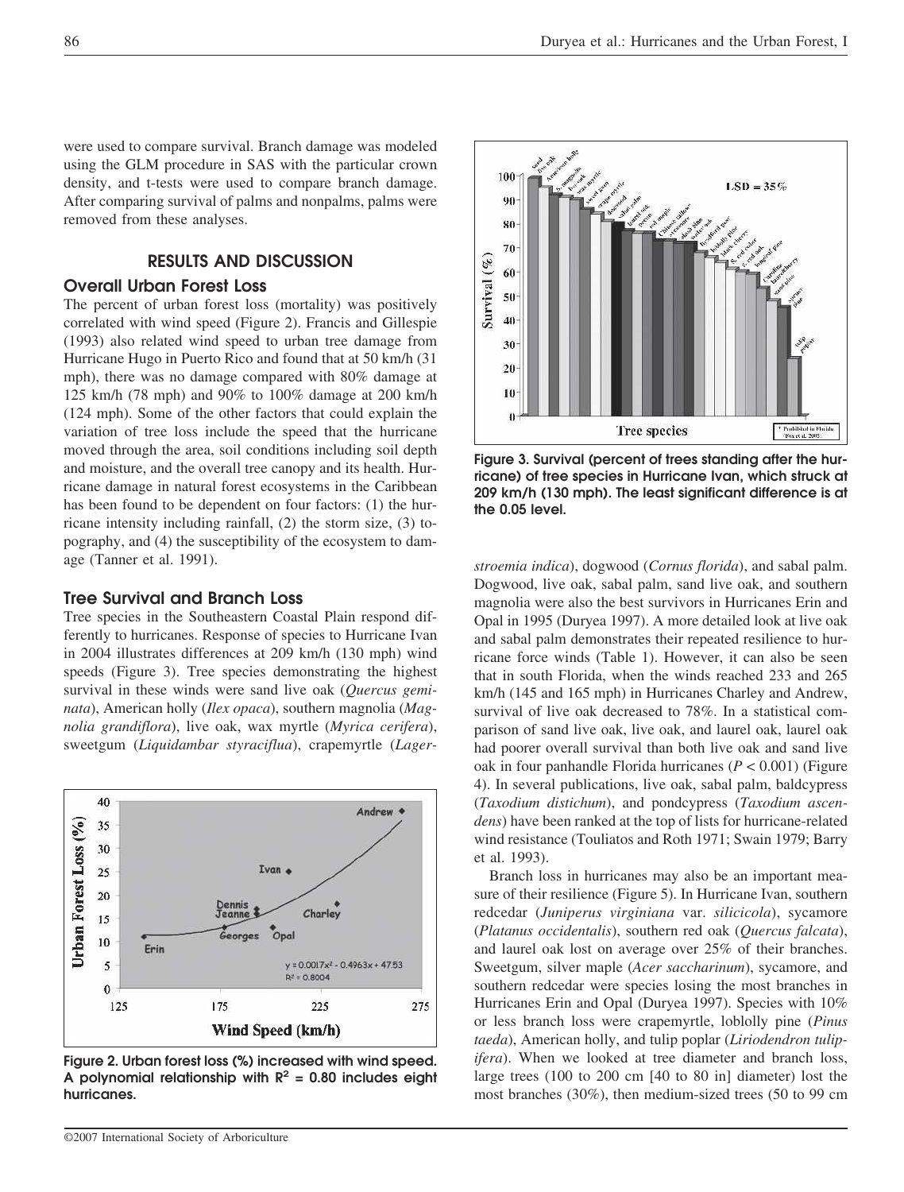were used to compare survival. Branch damage was modeled using the GLM procedure in SAS with the particular crown density, and t-tests were used to compare branch damage. After comparing survival of palms and nonpalms, palms were removed from these analyses.

## RESULTS AND DISCUSSION

### Overall Urban Forest Loss

The percent of urban forest loss (mortality) was positively correlated with wind speed (Figure 2). Francis and Gillespie (1993) also related wind speed to urban tree damage from Hurricane Hugo in Puerto Rico and found that at 50 km/h (31 mph), there was no damage compared with 80% damage at 125 km/h (78 mph) and 90% to 100% damage at 200 km/h (124 mph). Some of the other factors that could explain the variation of tree loss include the speed that the hurricane moved through the area, soil conditions including soil depth and moisture, and the overall tree canopy and its health. Hurricane damage in natural forest ecosystems in the Caribbean has been found to be dependent on four factors: (1) the hurricane intensity including rainfall, (2) the storm size, (3) topography, and (4) the susceptibility of the ecosystem to damage (Tanner et al. 1991).

Figure 2. Urban forest loss (%) increased with wind speed. A polynomial relationship with $R^2 = 0.80$ includes eight hurricanes.

### Tree Survival and Branch Loss

Tree species in the Southeastern Coastal Plain respond differently to hurricanes. Response of species to Hurricane Ivan in 2004 illustrates differences at 209 km/h (130 mph) wind speeds (Figure 3). Tree species demonstrating the highest survival in these winds were sand live oak (*Quercus geminata*), American holly (*Ilex opaca*), southern magnolia (*Magnolia grandiflora*), live oak, wax myrtle (*Myrica cerifera*), sweetgum (*Liquidambar styraciflua*), crapemyrtle (*Lagerstroemia indica*), dogwood (*Cornus florida*), and sabal palm. Dogwood, live oak, sabal palm, sand live oak, and southern magnolia were also the best survivors in Hurricanes Erin and Opal in 1995 (Duryea 1997). A more detailed look at live oak and sabal palm demonstrates their repeated resilience to hurricane force winds (Table 1). However, it can also be seen that in south Florida, when the winds reached 233 and 265 km/h (145 and 165 mph) in Hurricanes Charley and Andrew, survival of live oak decreased to 78%. In a statistical comparison of sand live oak, live oak, and laurel oak, laurel oak had poorer overall survival than both live oak and sand live oak in four panhandle Florida hurricanes ($P < 0.001$) (Figure 4). In several publications, live oak, sabal palm, baldcypress (*Taxodium distichum*), and pondcypress (*Taxodium ascendens*) have been ranked at the top of lists for hurricane-related wind resistance (Touliatos and Roth 1971; Swain 1979; Barry et al. 1993).

Figure 3. Survival (percent of trees standing after the hurricane) of tree species in Hurricane Ivan, which struck at 209 km/h (130 mph). The least significant difference is at the 0.05 level.

Branch loss in hurricanes may also be an important measure of their resilience (Figure 5). In Hurricane Ivan, southern redcedar (*Juniperus virginiana* var. *silicicola*), sycamore (*Platanus occidentalis*), southern red oak (*Quercus falcata*), and laurel oak lost on average over 25% of their branches. Sweetgum, silver maple (*Acer saccharinum*), sycamore, and southern redcedar were species losing the most branches in Hurricanes Erin and Opal (Duryea 1997). Species with 10% or less branch loss were crapemyrtle, loblolly pine (*Pinus taeda*), American holly, and tulip poplar (*Liriodendron tulipifera*). When we looked at tree diameter and branch loss, large trees (100 to 200 cm [40 to 80 in] diameter) lost the most branches (30%), then medium-sized trees (50 to 99 cm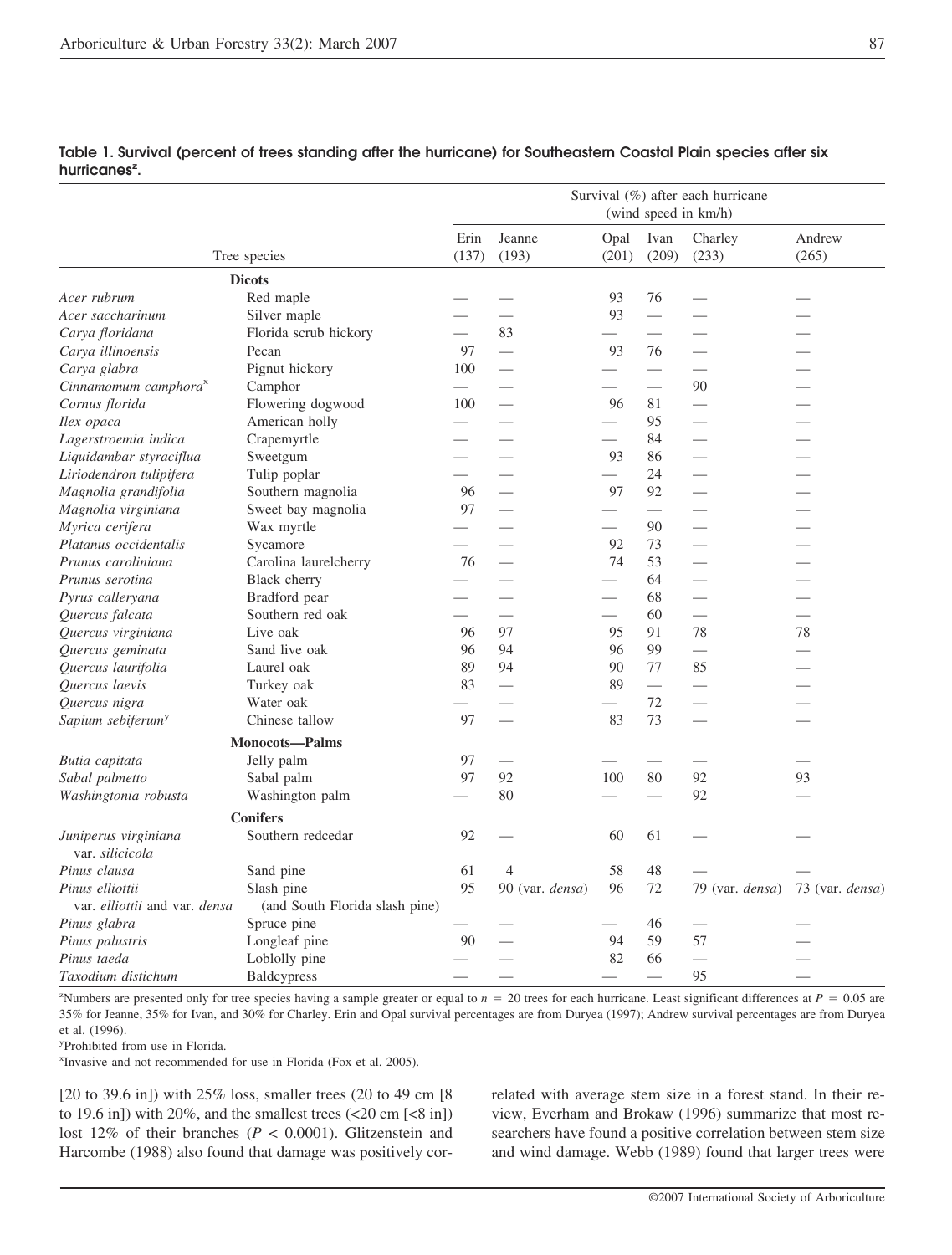**Table 1. Survival (percent of trees standing after the hurricane) for Southeastern Coastal Plain species after six hurricanes[z].**

| Tree species | | Survival (%) after each hurricane (wind speed in km/h) | | | | | |
|---|---|---|---|---|---|---|---|
| | | Erin (137) | Jeanne (193) | Opal (201) | Ivan (209) | Charley (233) | Andrew (265) |
| | **Dicots** | | | | | | |
| *Acer rubrum* | Red maple | — | — | 93 | 76 | — | — |
| *Acer saccharinum* | Silver maple | — | — | 93 | — | — | — |
| *Carya floridana* | Florida scrub hickory | — | 83 | — | — | — | — |
| *Carya illinoensis* | Pecan | 97 | — | 93 | 76 | — | — |
| *Carya glabra* | Pignut hickory | 100 | — | — | — | — | — |
| *Cinnamomum camphora*[x] | Camphor | — | — | — | — | 90 | — |
| *Cornus florida* | Flowering dogwood | 100 | — | 96 | 81 | — | — |
| *Ilex opaca* | American holly | — | — | — | 95 | — | — |
| *Lagerstroemia indica* | Crapemyrtle | — | — | — | 84 | — | — |
| *Liquidambar styraciflua* | Sweetgum | — | — | 93 | 86 | — | — |
| *Liriodendron tulipifera* | Tulip poplar | — | — | — | 24 | — | — |
| *Magnolia grandifolia* | Southern magnolia | 96 | — | 97 | 92 | — | — |
| *Magnolia virginiana* | Sweet bay magnolia | 97 | — | — | — | — | — |
| *Myrica cerifera* | Wax myrtle | — | — | — | 90 | — | — |
| *Platanus occidentalis* | Sycamore | — | — | 92 | 73 | — | — |
| *Prunus caroliniana* | Carolina laurelcherry | 76 | — | 74 | 53 | — | — |
| *Prunus serotina* | Black cherry | — | — | — | 64 | — | — |
| *Pyrus calleryana* | Bradford pear | — | — | — | 68 | — | — |
| *Quercus falcata* | Southern red oak | — | — | — | 60 | — | — |
| *Quercus virginiana* | Live oak | 96 | 97 | 95 | 91 | 78 | 78 |
| *Quercus geminata* | Sand live oak | 96 | 94 | 96 | 99 | — | — |
| *Quercus laurifolia* | Laurel oak | 89 | 94 | 90 | 77 | 85 | — |
| *Quercus laevis* | Turkey oak | 83 | — | 89 | — | — | — |
| *Quercus nigra* | Water oak | — | — | — | 72 | — | — |
| *Sapium sebiferum*[y] | Chinese tallow | 97 | — | 83 | 73 | — | — |
| | **Monocots—Palms** | | | | | | |
| *Butia capitata* | Jelly palm | 97 | — | — | — | — | — |
| *Sabal palmetto* | Sabal palm | 97 | 92 | 100 | 80 | 92 | 93 |
| *Washingtonia robusta* | Washington palm | — | 80 | — | — | 92 | — |
| | **Conifers** | | | | | | |
| *Juniperus virginiana* var. *silicicola* | Southern redcedar | 92 | — | 60 | 61 | — | — |
| *Pinus clausa* | Sand pine | 61 | 4 | 58 | 48 | — | — |
| *Pinus elliottii* var. *elliottii* and var. *densa* | Slash pine (and South Florida slash pine) | 95 | 90 (var. *densa*) | 96 | 72 | 79 (var. *densa*) | 73 (var. *densa*) |
| *Pinus glabra* | Spruce pine | — | — | — | 46 | — | — |
| *Pinus palustris* | Longleaf pine | 90 | — | 94 | 59 | 57 | — |
| *Pinus taeda* | Loblolly pine | — | — | 82 | 66 | — | — |
| *Taxodium distichum* | Baldcypress | — | — | — | — | 95 | — |

[z]Numbers are presented only for tree species having a sample greater or equal to $n = 20$ trees for each hurricane. Least significant differences at $P = 0.05$ are 35% for Jeanne, 35% for Ivan, and 30% for Charley. Erin and Opal survival percentages are from Duryea (1997); Andrew survival percentages are from Duryea et al. (1996).

[y]Prohibited from use in Florida.

[x]Invasive and not recommended for use in Florida (Fox et al. 2005).

[20 to 39.6 in]) with 25% loss, smaller trees (20 to 49 cm [8 to 19.6 in]) with 20%, and the smallest trees (<20 cm [<8 in]) lost 12% of their branches ($P < 0.0001$). Glitzenstein and Harcombe (1988) also found that damage was positively correlated with average stem size in a forest stand. In their review, Everham and Brokaw (1996) summarize that most researchers have found a positive correlation between stem size and wind damage. Webb (1989) found that larger trees were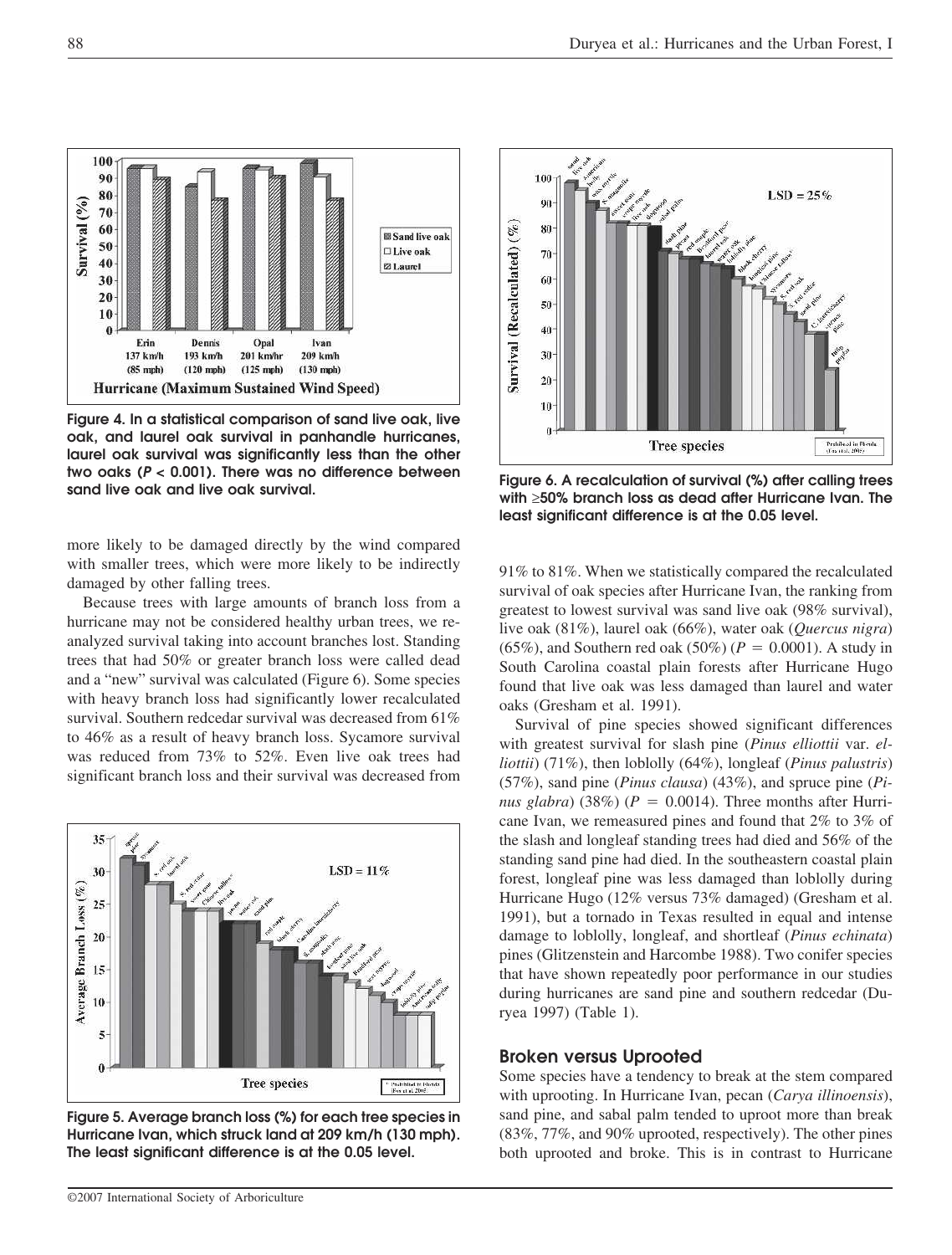Figure 4. In a statistical comparison of sand live oak, live oak, and laurel oak survival in panhandle hurricanes, laurel oak survival was significantly less than the other two oaks ($P < 0.001$). There was no difference between sand live oak and live oak survival.

Figure 6. A recalculation of survival (%) after calling trees with ≥50% branch loss as dead after Hurricane Ivan. The least significant difference is at the 0.05 level.

more likely to be damaged directly by the wind compared with smaller trees, which were more likely to be indirectly damaged by other falling trees.

Because trees with large amounts of branch loss from a hurricane may not be considered healthy urban trees, we reanalyzed survival taking into account branches lost. Standing trees that had 50% or greater branch loss were called dead and a "new" survival was calculated (Figure 6). Some species with heavy branch loss had significantly lower recalculated survival. Southern redcedar survival was decreased from 61% to 46% as a result of heavy branch loss. Sycamore survival was reduced from 73% to 52%. Even live oak trees had significant branch loss and their survival was decreased from 91% to 81%. When we statistically compared the recalculated survival of oak species after Hurricane Ivan, the ranking from greatest to lowest survival was sand live oak (98% survival), live oak (81%), laurel oak (66%), water oak (*Quercus nigra*) (65%), and Southern red oak (50%) ($P = 0.0001$). A study in South Carolina coastal plain forests after Hurricane Hugo found that live oak was less damaged than laurel and water oaks (Gresham et al. 1991).

Figure 5. Average branch loss (%) for each tree species in Hurricane Ivan, which struck land at 209 km/h (130 mph). The least significant difference is at the 0.05 level.

Survival of pine species showed significant differences with greatest survival for slash pine (*Pinus elliottii* var. *elliottii*) (71%), then loblolly (64%), longleaf (*Pinus palustris*) (57%), sand pine (*Pinus clausa*) (43%), and spruce pine (*Pinus glabra*) (38%) ($P = 0.0014$). Three months after Hurricane Ivan, we remeasured pines and found that 2% to 3% of the slash and longleaf standing trees had died and 56% of the standing sand pine had died. In the southeastern coastal plain forest, longleaf pine was less damaged than loblolly during Hurricane Hugo (12% versus 73% damaged) (Gresham et al. 1991), but a tornado in Texas resulted in equal and intense damage to loblolly, longleaf, and shortleaf (*Pinus echinata*) pines (Glitzenstein and Harcombe 1988). Two conifer species that have shown repeatedly poor performance in our studies during hurricanes are sand pine and southern redcedar (Duryea 1997) (Table 1).

## Broken versus Uprooted

Some species have a tendency to break at the stem compared with uprooting. In Hurricane Ivan, pecan (*Carya illinoensis*), sand pine, and sabal palm tended to uproot more than break (83%, 77%, and 90% uprooted, respectively). The other pines both uprooted and broke. This is in contrast to Hurricane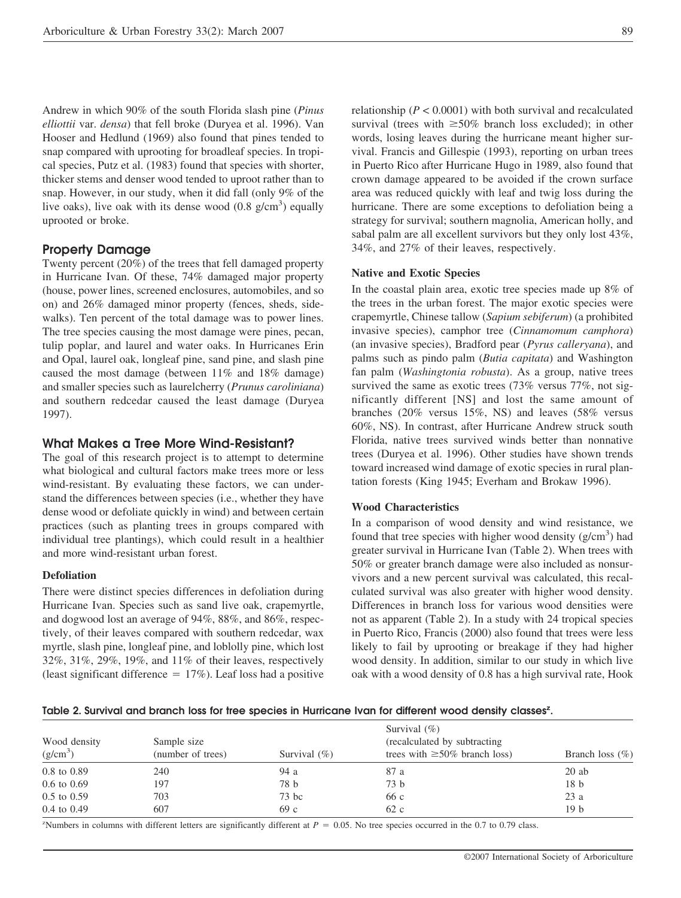Andrew in which 90% of the south Florida slash pine (*Pinus elliottii* var. *densa*) that fell broke (Duryea et al. 1996). Van Hooser and Hedlund (1969) also found that pines tended to snap compared with uprooting for broadleaf species. In tropical species, Putz et al. (1983) found that species with shorter, thicker stems and denser wood tended to uproot rather than to snap. However, in our study, when it did fall (only 9% of the live oaks), live oak with its dense wood (0.8 g/cm$^3$) equally uprooted or broke.

## Property Damage

Twenty percent (20%) of the trees that fell damaged property in Hurricane Ivan. Of these, 74% damaged major property (house, power lines, screened enclosures, automobiles, and so on) and 26% damaged minor property (fences, sheds, sidewalks). Ten percent of the total damage was to power lines. The tree species causing the most damage were pines, pecan, tulip poplar, and laurel and water oaks. In Hurricanes Erin and Opal, laurel oak, longleaf pine, sand pine, and slash pine caused the most damage (between 11% and 18% damage) and smaller species such as laurelcherry (*Prunus caroliniana*) and southern redcedar caused the least damage (Duryea 1997).

## What Makes a Tree More Wind-Resistant?

The goal of this research project is to attempt to determine what biological and cultural factors make trees more or less wind-resistant. By evaluating these factors, we can understand the differences between species (i.e., whether they have dense wood or defoliate quickly in wind) and between certain practices (such as planting trees in groups compared with individual tree plantings), which could result in a healthier and more wind-resistant urban forest.

### Defoliation

There were distinct species differences in defoliation during Hurricane Ivan. Species such as sand live oak, crapemyrtle, and dogwood lost an average of 94%, 88%, and 86%, respectively, of their leaves compared with southern redcedar, wax myrtle, slash pine, longleaf pine, and loblolly pine, which lost 32%, 31%, 29%, 19%, and 11% of their leaves, respectively (least significant difference = 17%). Leaf loss had a positive relationship ($P < 0.0001$) with both survival and recalculated survival (trees with ≥50% branch loss excluded); in other words, losing leaves during the hurricane meant higher survival. Francis and Gillespie (1993), reporting on urban trees in Puerto Rico after Hurricane Hugo in 1989, also found that crown damage appeared to be avoided if the crown surface area was reduced quickly with leaf and twig loss during the hurricane. There are some exceptions to defoliation being a strategy for survival; southern magnolia, American holly, and sabal palm are all excellent survivors but they only lost 43%, 34%, and 27% of their leaves, respectively.

### Native and Exotic Species

In the coastal plain area, exotic tree species made up 8% of the trees in the urban forest. The major exotic species were crapemyrtle, Chinese tallow (*Sapium sebiferum*) (a prohibited invasive species), camphor tree (*Cinnamomum camphora*) (an invasive species), Bradford pear (*Pyrus calleryana*), and palms such as pindo palm (*Butia capitata*) and Washington fan palm (*Washingtonia robusta*). As a group, native trees survived the same as exotic trees (73% versus 77%, not significantly different [NS] and lost the same amount of branches (20% versus 15%, NS) and leaves (58% versus 60%, NS). In contrast, after Hurricane Andrew struck south Florida, native trees survived winds better than nonnative trees (Duryea et al. 1996). Other studies have shown trends toward increased wind damage of exotic species in rural plantation forests (King 1945; Everham and Brokaw 1996).

### Wood Characteristics

In a comparison of wood density and wind resistance, we found that tree species with higher wood density (g/cm$^3$) had greater survival in Hurricane Ivan (Table 2). When trees with 50% or greater branch damage were also included as nonsurvivors and a new percent survival was calculated, this recalculated survival was also greater with higher wood density. Differences in branch loss for various wood densities were not as apparent (Table 2). In a study with 24 tropical species in Puerto Rico, Francis (2000) also found that trees were less likely to fail by uprooting or breakage if they had higher wood density. In addition, similar to our study in which live oak with a wood density of 0.8 has a high survival rate, Hook

**Table 2. Survival and branch loss for tree species in Hurricane Ivan for different wood density classes[z].**

| Wood density (g/cm$^3$) | Sample size (number of trees) | Survival (%) | Survival (%) (recalculated by subtracting trees with ≥50% branch loss) | Branch loss (%) |
|---|---|---|---|---|
| 0.8 to 0.89 | 240 | 94 a | 87 a | 20 ab |
| 0.6 to 0.69 | 197 | 78 b | 73 b | 18 b |
| 0.5 to 0.59 | 703 | 73 bc | 66 c | 23 a |
| 0.4 to 0.49 | 607 | 69 c | 62 c | 19 b |

[z]Numbers in columns with different letters are significantly different at $P = 0.05$. No tree species occurred in the 0.7 to 0.79 class.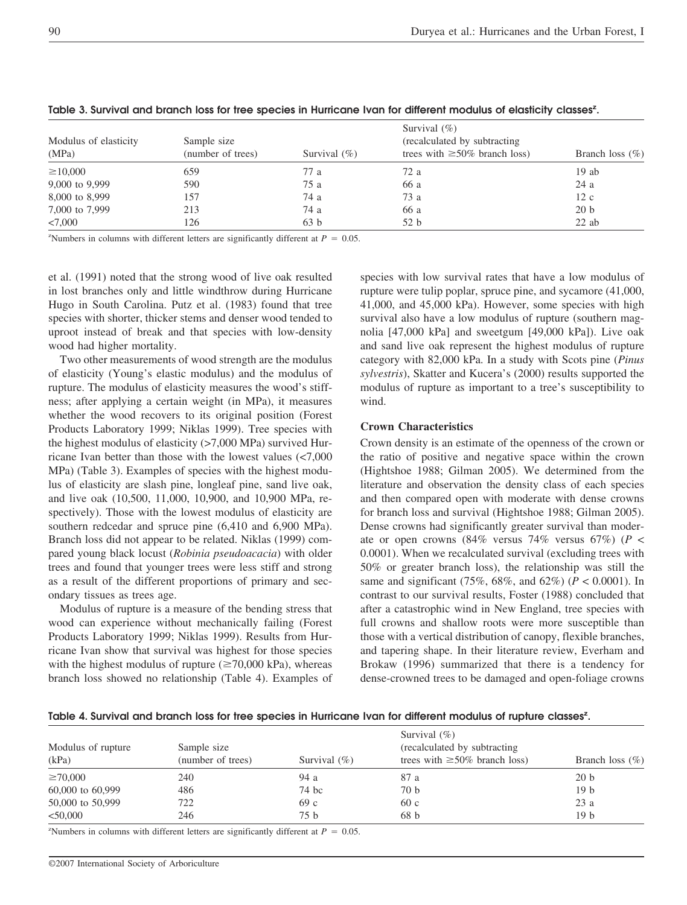**Table 3. Survival and branch loss for tree species in Hurricane Ivan for different modulus of elasticity classes[z].**

| Modulus of elasticity (MPa) | Sample size (number of trees) | Survival (%) | Survival (%) (recalculated by subtracting trees with ≥50% branch loss) | Branch loss (%) |
|---|---|---|---|---|
| ≥10,000 | 659 | 77 a | 72 a | 19 ab |
| 9,000 to 9,999 | 590 | 75 a | 66 a | 24 a |
| 8,000 to 8,999 | 157 | 74 a | 73 a | 12 c |
| 7,000 to 7,999 | 213 | 74 a | 66 a | 20 b |
| <7,000 | 126 | 63 b | 52 b | 22 ab |

[z]Numbers in columns with different letters are significantly different at $P = 0.05$.

et al. (1991) noted that the strong wood of live oak resulted in lost branches only and little windthrow during Hurricane Hugo in South Carolina. Putz et al. (1983) found that tree species with shorter, thicker stems and denser wood tended to uproot instead of break and that species with low-density wood had higher mortality.

Two other measurements of wood strength are the modulus of elasticity (Young's elastic modulus) and the modulus of rupture. The modulus of elasticity measures the wood's stiffness; after applying a certain weight (in MPa), it measures whether the wood recovers to its original position (Forest Products Laboratory 1999; Niklas 1999). Tree species with the highest modulus of elasticity (>7,000 MPa) survived Hurricane Ivan better than those with the lowest values (<7,000 MPa) (Table 3). Examples of species with the highest modulus of elasticity are slash pine, longleaf pine, sand live oak, and live oak (10,500, 11,000, 10,900, and 10,900 MPa, respectively). Those with the lowest modulus of elasticity are southern redcedar and spruce pine (6,410 and 6,900 MPa). Branch loss did not appear to be related. Niklas (1999) compared young black locust (*Robinia pseudoacacia*) with older trees and found that younger trees were less stiff and strong as a result of the different proportions of primary and secondary tissues as trees age.

Modulus of rupture is a measure of the bending stress that wood can experience without mechanically failing (Forest Products Laboratory 1999; Niklas 1999). Results from Hurricane Ivan show that survival was highest for those species with the highest modulus of rupture (≥70,000 kPa), whereas branch loss showed no relationship (Table 4). Examples of species with low survival rates that have a low modulus of rupture were tulip poplar, spruce pine, and sycamore (41,000, 41,000, and 45,000 kPa). However, some species with high survival also have a low modulus of rupture (southern magnolia [47,000 kPa] and sweetgum [49,000 kPa]). Live oak and sand live oak represent the highest modulus of rupture category with 82,000 kPa. In a study with Scots pine (*Pinus sylvestris*), Skatter and Kucera's (2000) results supported the modulus of rupture as important to a tree's susceptibility to wind.

### Crown Characteristics

Crown density is an estimate of the openness of the crown or the ratio of positive and negative space within the crown (Hightshoe 1988; Gilman 2005). We determined from the literature and observation the density class of each species and then compared open with moderate with dense crowns for branch loss and survival (Hightshoe 1988; Gilman 2005). Dense crowns had significantly greater survival than moderate or open crowns (84% versus 74% versus 67%) ($P < 0.0001$). When we recalculated survival (excluding trees with 50% or greater branch loss), the relationship was still the same and significant (75%, 68%, and 62%) ($P < 0.0001$). In contrast to our survival results, Foster (1988) concluded that after a catastrophic wind in New England, tree species with full crowns and shallow roots were more susceptible than those with a vertical distribution of canopy, flexible branches, and tapering shape. In their literature review, Everham and Brokaw (1996) summarized that there is a tendency for dense-crowned trees to be damaged and open-foliage crowns

**Table 4. Survival and branch loss for tree species in Hurricane Ivan for different modulus of rupture classes[z].**

| Modulus of rupture (kPa) | Sample size (number of trees) | Survival (%) | Survival (%) (recalculated by subtracting trees with ≥50% branch loss) | Branch loss (%) |
|---|---|---|---|---|
| ≥70,000 | 240 | 94 a | 87 a | 20 b |
| 60,000 to 60,999 | 486 | 74 bc | 70 b | 19 b |
| 50,000 to 50,999 | 722 | 69 c | 60 c | 23 a |
| <50,000 | 246 | 75 b | 68 b | 19 b |

[z]Numbers in columns with different letters are significantly different at $P = 0.05$.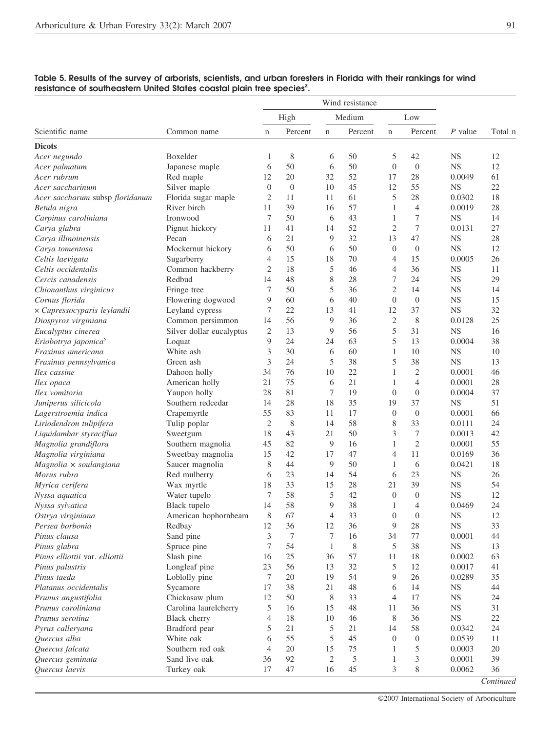**Table 5. Results of the survey of arborists, scientists, and urban foresters in Florida with their rankings for wind resistance of southeastern United States coastal plain tree species[z].**

| Scientific name | Common name | Wind resistance | | | | | | P value | Total n |
|---|---|---|---|---|---|---|---|---|---|
| | | High | | Medium | | Low | | | |
| | | n | Percent | n | Percent | n | Percent | | |
| **Dicots** | | | | | | | | | |
| *Acer negundo* | Boxelder | 1 | 8 | 6 | 50 | 5 | 42 | NS | 12 |
| *Acer palmatum* | Japanese maple | 6 | 50 | 6 | 50 | 0 | 0 | NS | 12 |
| *Acer rubrum* | Red maple | 12 | 20 | 32 | 52 | 17 | 28 | 0.0049 | 61 |
| *Acer saccharinum* | Silver maple | 0 | 0 | 10 | 45 | 12 | 55 | NS | 22 |
| *Acer saccharum* subsp *floridanum* | Florida sugar maple | 2 | 11 | 11 | 61 | 5 | 28 | 0.0302 | 18 |
| *Betula nigra* | River birch | 11 | 39 | 16 | 57 | 1 | 4 | 0.0019 | 28 |
| *Carpinus caroliniana* | Ironwood | 7 | 50 | 6 | 43 | 1 | 7 | NS | 14 |
| *Carya glabra* | Pignut hickory | 11 | 41 | 14 | 52 | 2 | 7 | 0.0131 | 27 |
| *Carya illinoinensis* | Pecan | 6 | 21 | 9 | 32 | 13 | 47 | NS | 28 |
| *Carya tomentosa* | Mockernut hickory | 6 | 50 | 6 | 50 | 0 | 0 | NS | 12 |
| *Celtis laevigata* | Sugarberry | 4 | 15 | 18 | 70 | 4 | 15 | 0.0005 | 26 |
| *Celtis occidentalis* | Common hackberry | 2 | 18 | 5 | 46 | 4 | 36 | NS | 11 |
| *Cercis canadensis* | Redbud | 14 | 48 | 8 | 28 | 7 | 24 | NS | 29 |
| *Chionanthus virginicus* | Fringe tree | 7 | 50 | 5 | 36 | 2 | 14 | NS | 14 |
| *Cornus florida* | Flowering dogwood | 9 | 60 | 6 | 40 | 0 | 0 | NS | 15 |
| × *Cupressocyparis leylandii* | Leyland cypress | 7 | 22 | 13 | 41 | 12 | 37 | NS | 32 |
| *Diospyros virginiana* | Common persimmon | 14 | 56 | 9 | 36 | 2 | 8 | 0.0128 | 25 |
| *Eucalyptus cinerea* | Silver dollar eucalyptus | 2 | 13 | 9 | 56 | 5 | 31 | NS | 16 |
| *Eriobotrya japonica*[y] | Loquat | 9 | 24 | 24 | 63 | 5 | 13 | 0.0004 | 38 |
| *Fraxinus americana* | White ash | 3 | 30 | 6 | 60 | 1 | 10 | NS | 10 |
| *Fraxinus pennsylvanica* | Green ash | 3 | 24 | 5 | 38 | 5 | 38 | NS | 13 |
| *Ilex cassine* | Dahoon holly | 34 | 76 | 10 | 22 | 1 | 2 | 0.0001 | 46 |
| *Ilex opaca* | American holly | 21 | 75 | 6 | 21 | 1 | 4 | 0.0001 | 28 |
| *Ilex vomitoria* | Yaupon holly | 28 | 81 | 7 | 19 | 0 | 0 | 0.0004 | 37 |
| *Juniperus silicicola* | Southern redcedar | 14 | 28 | 18 | 35 | 19 | 37 | NS | 51 |
| *Lagerstroemia indica* | Crapemyrtle | 55 | 83 | 11 | 17 | 0 | 0 | 0.0001 | 66 |
| *Liriodendron tulipifera* | Tulip poplar | 2 | 8 | 14 | 58 | 8 | 33 | 0.0111 | 24 |
| *Liquidambar styraciflua* | Sweetgum | 18 | 43 | 21 | 50 | 3 | 7 | 0.0013 | 42 |
| *Magnolia grandiflora* | Southern magnolia | 45 | 82 | 9 | 16 | 1 | 2 | 0.0001 | 55 |
| *Magnolia virginiana* | Sweetbay magnolia | 15 | 42 | 17 | 47 | 4 | 11 | 0.0169 | 36 |
| *Magnolia* × *soulangiana* | Saucer magnolia | 8 | 44 | 9 | 50 | 1 | 6 | 0.0421 | 18 |
| *Morus rubra* | Red mulberry | 6 | 23 | 14 | 54 | 6 | 23 | NS | 26 |
| *Myrica cerifera* | Wax myrtle | 18 | 33 | 15 | 28 | 21 | 39 | NS | 54 |
| *Nyssa aquatica* | Water tupelo | 7 | 58 | 5 | 42 | 0 | 0 | NS | 12 |
| *Nyssa sylvatica* | Black tupelo | 14 | 58 | 9 | 38 | 1 | 4 | 0.0469 | 24 |
| *Ostrya virginiana* | American hophornbeam | 8 | 67 | 4 | 33 | 0 | 0 | NS | 12 |
| *Persea borbonia* | Redbay | 12 | 36 | 12 | 36 | 9 | 28 | NS | 33 |
| *Pinus clausa* | Sand pine | 3 | 7 | 7 | 16 | 34 | 77 | 0.0001 | 44 |
| *Pinus glabra* | Spruce pine | 7 | 54 | 1 | 8 | 5 | 38 | NS | 13 |
| *Pinus elliottii* var. *elliottii* | Slash pine | 16 | 25 | 36 | 57 | 11 | 18 | 0.0002 | 63 |
| *Pinus palustris* | Longleaf pine | 23 | 56 | 13 | 32 | 5 | 12 | 0.0017 | 41 |
| *Pinus taeda* | Loblolly pine | 7 | 20 | 19 | 54 | 9 | 26 | 0.0289 | 35 |
| *Platanus occidentalis* | Sycamore | 17 | 38 | 21 | 48 | 6 | 14 | NS | 44 |
| *Prunus angustifolia* | Chickasaw plum | 12 | 50 | 8 | 33 | 4 | 17 | NS | 24 |
| *Prunus caroliniana* | Carolina laurelcherry | 5 | 16 | 15 | 48 | 11 | 36 | NS | 31 |
| *Prunus serotina* | Black cherry | 4 | 18 | 10 | 46 | 8 | 36 | NS | 22 |
| *Pyrus calleryana* | Bradford pear | 5 | 21 | 5 | 21 | 14 | 58 | 0.0342 | 24 |
| *Quercus alba* | White oak | 6 | 55 | 5 | 45 | 0 | 0 | 0.0539 | 11 |
| *Quercus falcata* | Southern red oak | 4 | 20 | 15 | 75 | 1 | 5 | 0.0003 | 20 |
| *Quercus geminata* | Sand live oak | 36 | 92 | 2 | 5 | 1 | 3 | 0.0001 | 39 |
| *Quercus laevis* | Turkey oak | 17 | 47 | 16 | 45 | 3 | 8 | 0.0062 | 36 |

*Continued*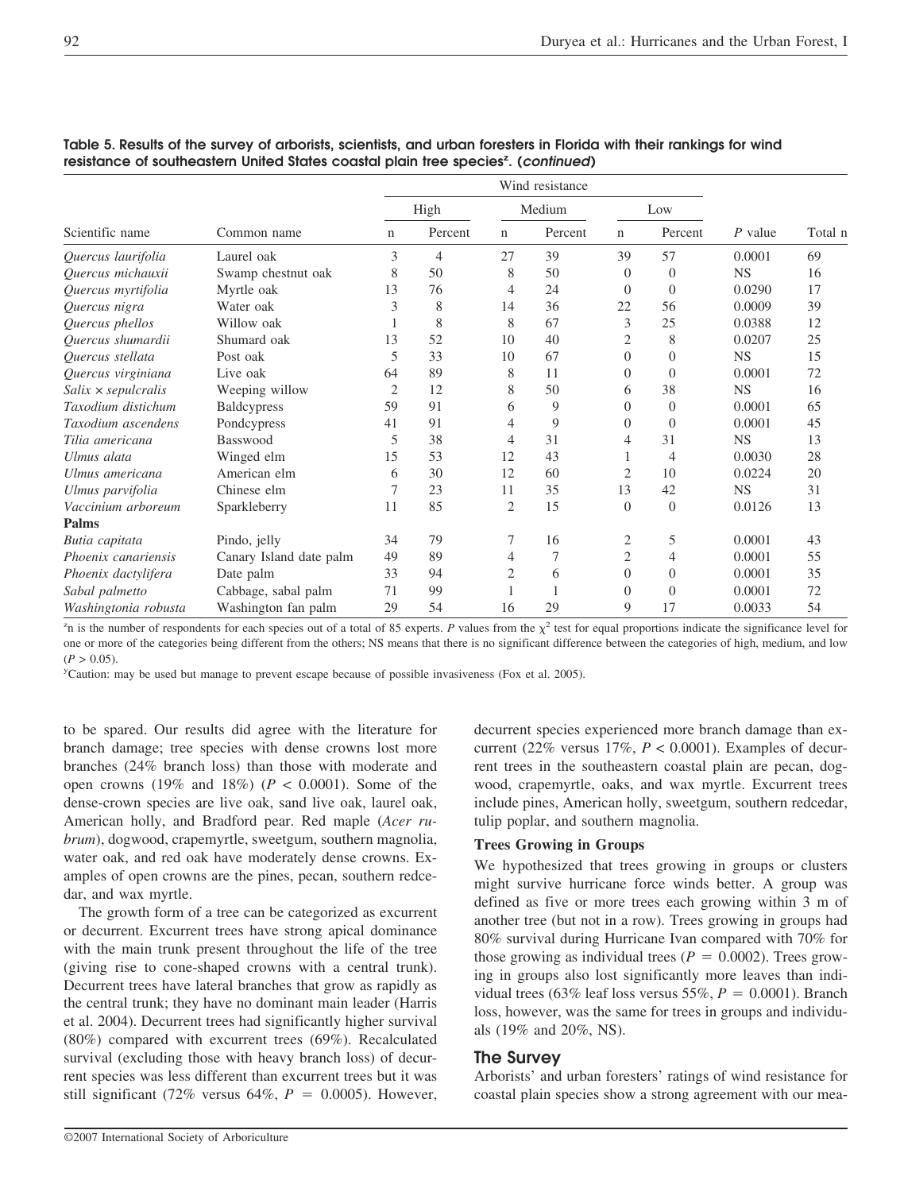**Table 5. Results of the survey of arborists, scientists, and urban foresters in Florida with their rankings for wind resistance of southeastern United States coastal plain tree species[z]. (*continued*)**

| Scientific name | Common name | Wind resistance: High n | High Percent | Medium n | Medium Percent | Low n | Low Percent | *P* value | Total n |
|---|---|---|---|---|---|---|---|---|---|
| *Quercus laurifolia* | Laurel oak | 3 | 4 | 27 | 39 | 39 | 57 | 0.0001 | 69 |
| *Quercus michauxii* | Swamp chestnut oak | 8 | 50 | 8 | 50 | 0 | 0 | NS | 16 |
| *Quercus myrtifolia* | Myrtle oak | 13 | 76 | 4 | 24 | 0 | 0 | 0.0290 | 17 |
| *Quercus nigra* | Water oak | 3 | 8 | 14 | 36 | 22 | 56 | 0.0009 | 39 |
| *Quercus phellos* | Willow oak | 1 | 8 | 8 | 67 | 3 | 25 | 0.0388 | 12 |
| *Quercus shumardii* | Shumard oak | 13 | 52 | 10 | 40 | 2 | 8 | 0.0207 | 25 |
| *Quercus stellata* | Post oak | 5 | 33 | 10 | 67 | 0 | 0 | NS | 15 |
| *Quercus virginiana* | Live oak | 64 | 89 | 8 | 11 | 0 | 0 | 0.0001 | 72 |
| *Salix × sepulcralis* | Weeping willow | 2 | 12 | 8 | 50 | 6 | 38 | NS | 16 |
| *Taxodium distichum* | Baldcypress | 59 | 91 | 6 | 9 | 0 | 0 | 0.0001 | 65 |
| *Taxodium ascendens* | Pondcypress | 41 | 91 | 4 | 9 | 0 | 0 | 0.0001 | 45 |
| *Tilia americana* | Basswood | 5 | 38 | 4 | 31 | 4 | 31 | NS | 13 |
| *Ulmus alata* | Winged elm | 15 | 53 | 12 | 43 | 1 | 4 | 0.0030 | 28 |
| *Ulmus americana* | American elm | 6 | 30 | 12 | 60 | 2 | 10 | 0.0224 | 20 |
| *Ulmus parvifolia* | Chinese elm | 7 | 23 | 11 | 35 | 13 | 42 | NS | 31 |
| *Vaccinium arboreum* | Sparkleberry | 11 | 85 | 2 | 15 | 0 | 0 | 0.0126 | 13 |
| **Palms** | | | | | | | | | |
| *Butia capitata* | Pindo, jelly | 34 | 79 | 7 | 16 | 2 | 5 | 0.0001 | 43 |
| *Phoenix canariensis* | Canary Island date palm | 49 | 89 | 4 | 7 | 2 | 4 | 0.0001 | 55 |
| *Phoenix dactylifera* | Date palm | 33 | 94 | 2 | 6 | 0 | 0 | 0.0001 | 35 |
| *Sabal palmetto* | Cabbage, sabal palm | 71 | 99 | 1 | 1 | 0 | 0 | 0.0001 | 72 |
| *Washingtonia robusta* | Washington fan palm | 29 | 54 | 16 | 29 | 9 | 17 | 0.0033 | 54 |

[z]n is the number of respondents for each species out of a total of 85 experts. *P* values from the $\chi^2$ test for equal proportions indicate the significance level for one or more of the categories being different from the others; NS means that there is no significant difference between the categories of high, medium, and low ($P > 0.05$).

[y]Caution: may be used but manage to prevent escape because of possible invasiveness (Fox et al. 2005).

to be spared. Our results did agree with the literature for branch damage; tree species with dense crowns lost more branches (24% branch loss) than those with moderate and open crowns (19% and 18%) ($P < 0.0001$). Some of the dense-crown species are live oak, sand live oak, laurel oak, American holly, and Bradford pear. Red maple (*Acer rubrum*), dogwood, crapemyrtle, sweetgum, southern magnolia, water oak, and red oak have moderately dense crowns. Examples of open crowns are the pines, pecan, southern redcedar, and wax myrtle.

The growth form of a tree can be categorized as excurrent or decurrent. Excurrent trees have strong apical dominance with the main trunk present throughout the life of the tree (giving rise to cone-shaped crowns with a central trunk). Decurrent trees have lateral branches that grow as rapidly as the central trunk; they have no dominant main leader (Harris et al. 2004). Decurrent trees had significantly higher survival (80%) compared with excurrent trees (69%). Recalculated survival (excluding those with heavy branch loss) of decurrent species was less different than excurrent trees but it was still significant (72% versus 64%, $P = 0.0005$). However, decurrent species experienced more branch damage than excurrent (22% versus 17%, $P < 0.0001$). Examples of decurrent trees in the southeastern coastal plain are pecan, dogwood, crapemyrtle, oaks, and wax myrtle. Excurrent trees include pines, American holly, sweetgum, southern redcedar, tulip poplar, and southern magnolia.

### Trees Growing in Groups

We hypothesized that trees growing in groups or clusters might survive hurricane force winds better. A group was defined as five or more trees each growing within 3 m of another tree (but not in a row). Trees growing in groups had 80% survival during Hurricane Ivan compared with 70% for those growing as individual trees ($P = 0.0002$). Trees growing in groups also lost significantly more leaves than individual trees (63% leaf loss versus 55%, $P = 0.0001$). Branch loss, however, was the same for trees in groups and individuals (19% and 20%, NS).

## The Survey

Arborists' and urban foresters' ratings of wind resistance for coastal plain species show a strong agreement with our mea-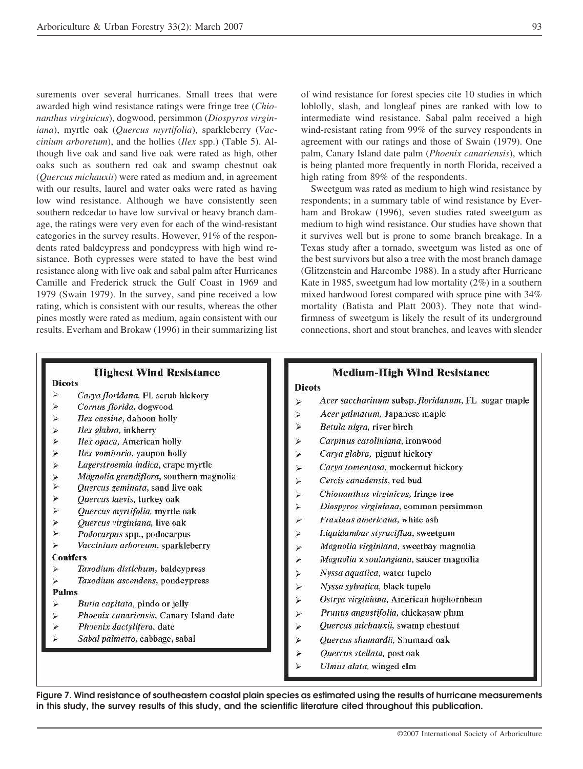surements over several hurricanes. Small trees that were awarded high wind resistance ratings were fringe tree (*Chionanthus virginicus*), dogwood, persimmon (*Diospyros virginiana*), myrtle oak (*Quercus myrtifolia*), sparkleberry (*Vaccinium arboretum*), and the hollies (*Ilex* spp.) (Table 5). Although live oak and sand live oak were rated as high, other oaks such as southern red oak and swamp chestnut oak (*Quercus michauxii*) were rated as medium and, in agreement with our results, laurel and water oaks were rated as having low wind resistance. Although we have consistently seen southern redcedar to have low survival or heavy branch damage, the ratings were very even for each of the wind-resistant categories in the survey results. However, 91% of the respondents rated baldcypress and pondcypress with high wind resistance. Both cypresses were stated to have the best wind resistance along with live oak and sabal palm after Hurricanes Camille and Frederick struck the Gulf Coast in 1969 and 1979 (Swain 1979). In the survey, sand pine received a low rating, which is consistent with our results, whereas the other pines mostly were rated as medium, again consistent with our results. Everham and Brokaw (1996) in their summarizing list of wind resistance for forest species cite 10 studies in which loblolly, slash, and longleaf pines are ranked with low to intermediate wind resistance. Sabal palm received a high wind-resistant rating from 99% of the survey respondents in agreement with our ratings and those of Swain (1979). One palm, Canary Island date palm (*Phoenix canariensis*), which is being planted more frequently in north Florida, received a high rating from 89% of the respondents.

Sweetgum was rated as medium to high wind resistance by respondents; in a summary table of wind resistance by Everham and Brokaw (1996), seven studies rated sweetgum as medium to high wind resistance. Our studies have shown that it survives well but is prone to some branch breakage. In a Texas study after a tornado, sweetgum was listed as one of the best survivors but also a tree with the most branch damage (Glitzenstein and Harcombe 1988). In a study after Hurricane Kate in 1985, sweetgum had low mortality (2%) in a southern mixed hardwood forest compared with spruce pine with 34% mortality (Batista and Platt 2003). They note that windfirmness of sweetgum is likely the result of its underground connections, short and stout branches, and leaves with slender

**Highest Wind Resistance**

**Dicots**

- *Carya floridana*, FL scrub hickory
- *Cornus florida*, dogwood
- *Ilex cassine*, dahoon holly
- *Ilex glabra*, inkberry
- *Ilex opaca*, American holly
- *Ilex vomitoria*, yaupon holly
- *Lagerstroemia indica*, crape myrtle
- *Magnolia grandiflora*, southern magnolia
- *Quercus geminata*, sand live oak
- *Quercus laevis*, turkey oak
- *Quercus myrtifolia*, myrtle oak
- *Quercus virginiana*, live oak
- *Podocarpus* spp., podocarpus
- *Vaccinium arboreum*, sparkleberry

**Conifers**

- *Taxodium distichum*, baldcypress
- *Taxodium ascendens*, pondcypress

**Palms**

- *Butia capitata*, pindo or jelly
- *Phoenix canariensis*, Canary Island date
- *Phoenix dactylifera*, date
- *Sabal palmetto*, cabbage, sabal

**Medium-High Wind Resistance**

**Dicots**

- *Acer saccharinum* subsp. *floridanum*, FL sugar maple
- *Acer palmatum*, Japanese maple
- *Betula nigra*, river birch
- *Carpinus caroliniana*, ironwood
- *Carya glabra*, pignut hickory
- *Carya tomentosa*, mockernut hickory
- *Cercis canadensis*, red bud
- *Chionanthus virginicus*, fringe tree
- *Diospyros virginiana*, common persimmon
- *Fraxinus americana*, white ash
- *Liquidambar styraciflua*, sweetgum
- *Magnolia virginiana*, sweetbay magnolia
- *Magnolia* x *soulangiana*, saucer magnolia
- *Nyssa aquatica*, water tupelo
- *Nyssa sylvatica*, black tupelo
- *Ostrya virginiana*, American hophornbean
- *Prunus angustifolia*, chickasaw plum
- *Quercus michauxii*, swamp chestnut
- *Quercus shumardii*, Shumard oak
- *Quercus stellata*, post oak
- *Ulmus alata*, winged elm

**Figure 7. Wind resistance of southeastern coastal plain species as estimated using the results of hurricane measurements in this study, the survey results of this study, and the scientific literature cited throughout this publication.**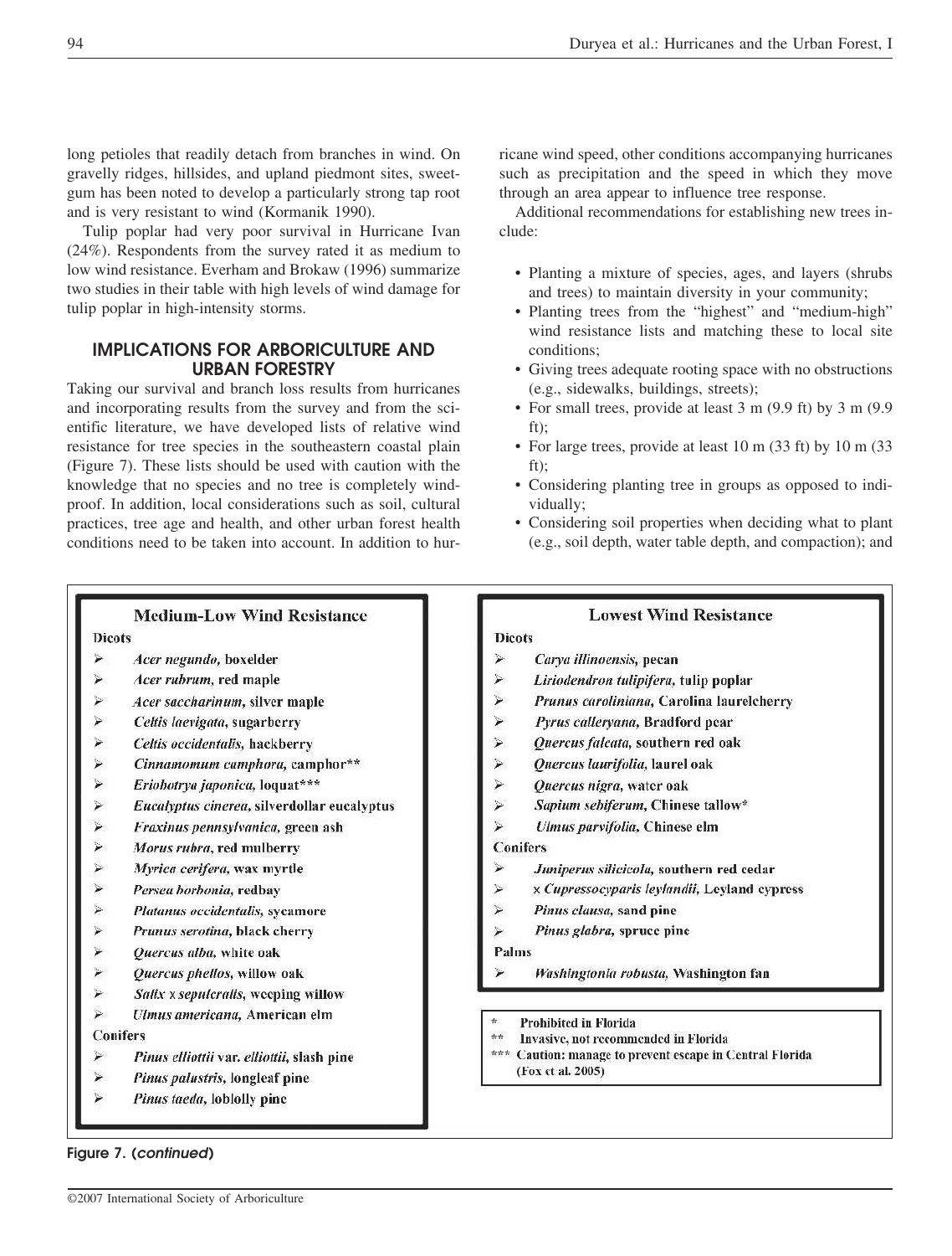long petioles that readily detach from branches in wind. On gravelly ridges, hillsides, and upland piedmont sites, sweetgum has been noted to develop a particularly strong tap root and is very resistant to wind (Kormanik 1990).

Tulip poplar had very poor survival in Hurricane Ivan (24%). Respondents from the survey rated it as medium to low wind resistance. Everham and Brokaw (1996) summarize two studies in their table with high levels of wind damage for tulip poplar in high-intensity storms.

## IMPLICATIONS FOR ARBORICULTURE AND URBAN FORESTRY

Taking our survival and branch loss results from hurricanes and incorporating results from the survey and from the scientific literature, we have developed lists of relative wind resistance for tree species in the southeastern coastal plain (Figure 7). These lists should be used with caution with the knowledge that no species and no tree is completely windproof. In addition, local considerations such as soil, cultural practices, tree age and health, and other urban forest health conditions need to be taken into account. In addition to hurricane wind speed, other conditions accompanying hurricanes such as precipitation and the speed in which they move through an area appear to influence tree response.

Additional recommendations for establishing new trees include:

- Planting a mixture of species, ages, and layers (shrubs and trees) to maintain diversity in your community;
- Planting trees from the "highest" and "medium-high" wind resistance lists and matching these to local site conditions;
- Giving trees adequate rooting space with no obstructions (e.g., sidewalks, buildings, streets);
- For small trees, provide at least 3 m (9.9 ft) by 3 m (9.9 ft);
- For large trees, provide at least 10 m (33 ft) by 10 m (33 ft);
- Considering planting tree in groups as opposed to individually;
- Considering soil properties when deciding what to plant (e.g., soil depth, water table depth, and compaction); and

**Medium-Low Wind Resistance**

Dicots
- *Acer negundo,* boxelder
- *Acer rubrum,* red maple
- *Acer saccharinum,* silver maple
- *Celtis laevigata,* sugarberry
- *Celtis occidentalis,* hackberry
- *Cinnamomum camphora,* camphor**
- *Eriobotrya japonica,* loquat***
- *Eucalyptus cinerea,* silverdollar eucalyptus
- *Fraxinus pennsylvanica,* green ash
- *Morus rubra,* red mulberry
- *Myrica cerifera,* wax myrtle
- *Persea borbonia,* redbay
- *Platanus occidentalis,* sycamore
- *Prunus serotina,* black cherry
- *Quercus alba,* white oak
- *Quercus phellos,* willow oak
- *Salix x sepulcralis,* weeping willow
- *Ulmus americana,* American elm

Conifers
- *Pinus elliottii* var. *elliottii,* slash pine
- *Pinus palustris,* longleaf pine
- *Pinus taeda,* loblolly pine

**Lowest Wind Resistance**

Dicots
- *Carya illinoensis,* pecan
- *Liriodendron tulipifera,* tulip poplar
- *Prunus caroliniana,* Carolina laurelcherry
- *Pyrus calleryana,* Bradford pear
- *Quercus falcata,* southern red oak
- *Quercus laurifolia,* laurel oak
- *Quercus nigra,* water oak
- *Sapium sebiferum,* Chinese tallow*
- *Ulmus parvifolia,* Chinese elm

Conifers
- *Juniperus silicicola,* southern red cedar
- x *Cupressocyparis leylandii,* Leyland cypress
- *Pinus clausa,* sand pine
- *Pinus glabra,* spruce pine

Palms
- *Washingtonia robusta,* Washington fan

\* Prohibited in Florida
\** Invasive, not recommended in Florida
\*** Caution: manage to prevent escape in Central Florida (Fox et al. 2005)

**Figure 7. (*continued*)**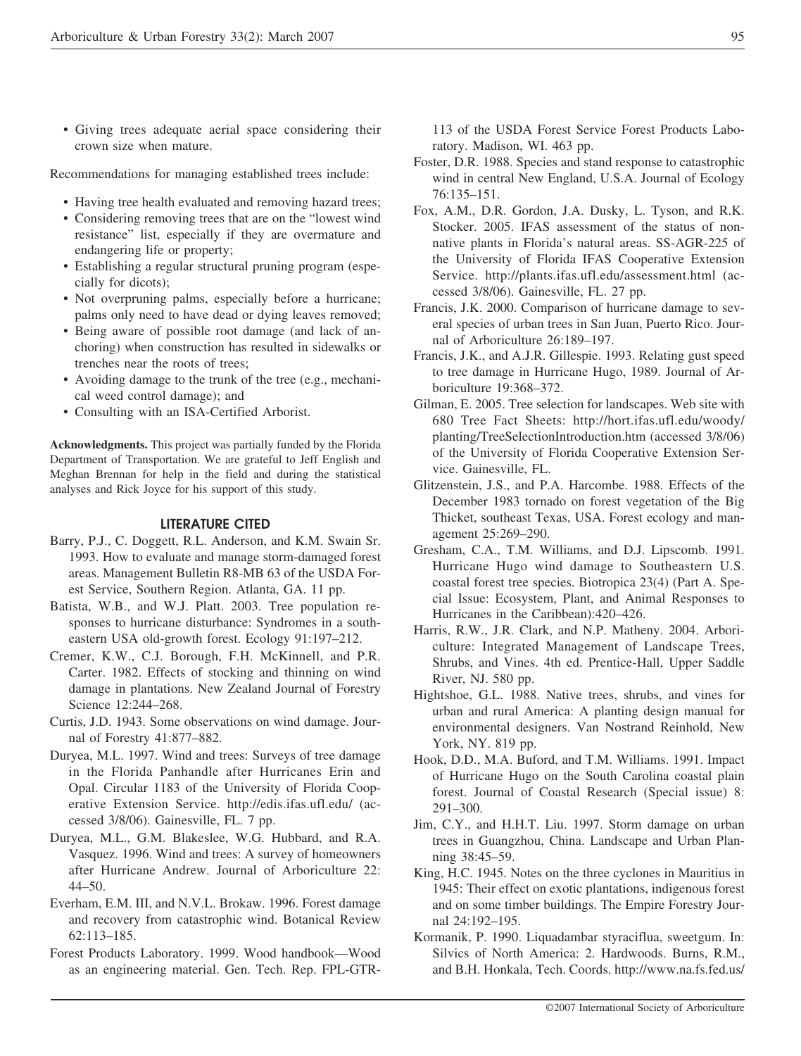- Giving trees adequate aerial space considering their crown size when mature.

Recommendations for managing established trees include:

- Having tree health evaluated and removing hazard trees;
- Considering removing trees that are on the "lowest wind resistance" list, especially if they are overmature and endangering life or property;
- Establishing a regular structural pruning program (especially for dicots);
- Not overpruning palms, especially before a hurricane; palms only need to have dead or dying leaves removed;
- Being aware of possible root damage (and lack of anchoring) when construction has resulted in sidewalks or trenches near the roots of trees;
- Avoiding damage to the trunk of the tree (e.g., mechanical weed control damage); and
- Consulting with an ISA-Certified Arborist.

**Acknowledgments.** This project was partially funded by the Florida Department of Transportation. We are grateful to Jeff English and Meghan Brennan for help in the field and during the statistical analyses and Rick Joyce for his support of this study.

## LITERATURE CITED

Barry, P.J., C. Doggett, R.L. Anderson, and K.M. Swain Sr. 1993. How to evaluate and manage storm-damaged forest areas. Management Bulletin R8-MB 63 of the USDA Forest Service, Southern Region. Atlanta, GA. 11 pp.

Batista, W.B., and W.J. Platt. 2003. Tree population responses to hurricane disturbance: Syndromes in a southeastern USA old-growth forest. Ecology 91:197–212.

Cremer, K.W., C.J. Borough, F.H. McKinnell, and P.R. Carter. 1982. Effects of stocking and thinning on wind damage in plantations. New Zealand Journal of Forestry Science 12:244–268.

Curtis, J.D. 1943. Some observations on wind damage. Journal of Forestry 41:877–882.

Duryea, M.L. 1997. Wind and trees: Surveys of tree damage in the Florida Panhandle after Hurricanes Erin and Opal. Circular 1183 of the University of Florida Cooperative Extension Service. http://edis.ifas.ufl.edu/ (accessed 3/8/06). Gainesville, FL. 7 pp.

Duryea, M.L., G.M. Blakeslee, W.G. Hubbard, and R.A. Vasquez. 1996. Wind and trees: A survey of homeowners after Hurricane Andrew. Journal of Arboriculture 22: 44–50.

Everham, E.M. III, and N.V.L. Brokaw. 1996. Forest damage and recovery from catastrophic wind. Botanical Review 62:113–185.

Forest Products Laboratory. 1999. Wood handbook—Wood as an engineering material. Gen. Tech. Rep. FPL-GTR-113 of the USDA Forest Service Forest Products Laboratory. Madison, WI. 463 pp.

Foster, D.R. 1988. Species and stand response to catastrophic wind in central New England, U.S.A. Journal of Ecology 76:135–151.

Fox, A.M., D.R. Gordon, J.A. Dusky, L. Tyson, and R.K. Stocker. 2005. IFAS assessment of the status of nonnative plants in Florida's natural areas. SS-AGR-225 of the University of Florida IFAS Cooperative Extension Service. http://plants.ifas.ufl.edu/assessment.html (accessed 3/8/06). Gainesville, FL. 27 pp.

Francis, J.K. 2000. Comparison of hurricane damage to several species of urban trees in San Juan, Puerto Rico. Journal of Arboriculture 26:189–197.

Francis, J.K., and A.J.R. Gillespie. 1993. Relating gust speed to tree damage in Hurricane Hugo, 1989. Journal of Arboriculture 19:368–372.

Gilman, E. 2005. Tree selection for landscapes. Web site with 680 Tree Fact Sheets: http://hort.ifas.ufl.edu/woody/planting/TreeSelectionIntroduction.htm (accessed 3/8/06) of the University of Florida Cooperative Extension Service. Gainesville, FL.

Glitzenstein, J.S., and P.A. Harcombe. 1988. Effects of the December 1983 tornado on forest vegetation of the Big Thicket, southeast Texas, USA. Forest ecology and management 25:269–290.

Gresham, C.A., T.M. Williams, and D.J. Lipscomb. 1991. Hurricane Hugo wind damage to Southeastern U.S. coastal forest tree species. Biotropica 23(4) (Part A. Special Issue: Ecosystem, Plant, and Animal Responses to Hurricanes in the Caribbean):420–426.

Harris, R.W., J.R. Clark, and N.P. Matheny. 2004. Arboriculture: Integrated Management of Landscape Trees, Shrubs, and Vines. 4th ed. Prentice-Hall, Upper Saddle River, NJ. 580 pp.

Hightshoe, G.L. 1988. Native trees, shrubs, and vines for urban and rural America: A planting design manual for environmental designers. Van Nostrand Reinhold, New York, NY. 819 pp.

Hook, D.D., M.A. Buford, and T.M. Williams. 1991. Impact of Hurricane Hugo on the South Carolina coastal plain forest. Journal of Coastal Research (Special issue) 8: 291–300.

Jim, C.Y., and H.H.T. Liu. 1997. Storm damage on urban trees in Guangzhou, China. Landscape and Urban Planning 38:45–59.

King, H.C. 1945. Notes on the three cyclones in Mauritius in 1945: Their effect on exotic plantations, indigenous forest and on some timber buildings. The Empire Forestry Journal 24:192–195.

Kormanik, P. 1990. Liquadambar styraciflua, sweetgum. In: Silvics of North America: 2. Hardwoods. Burns, R.M., and B.H. Honkala, Tech. Coords. http://www.na.fs.fed.us/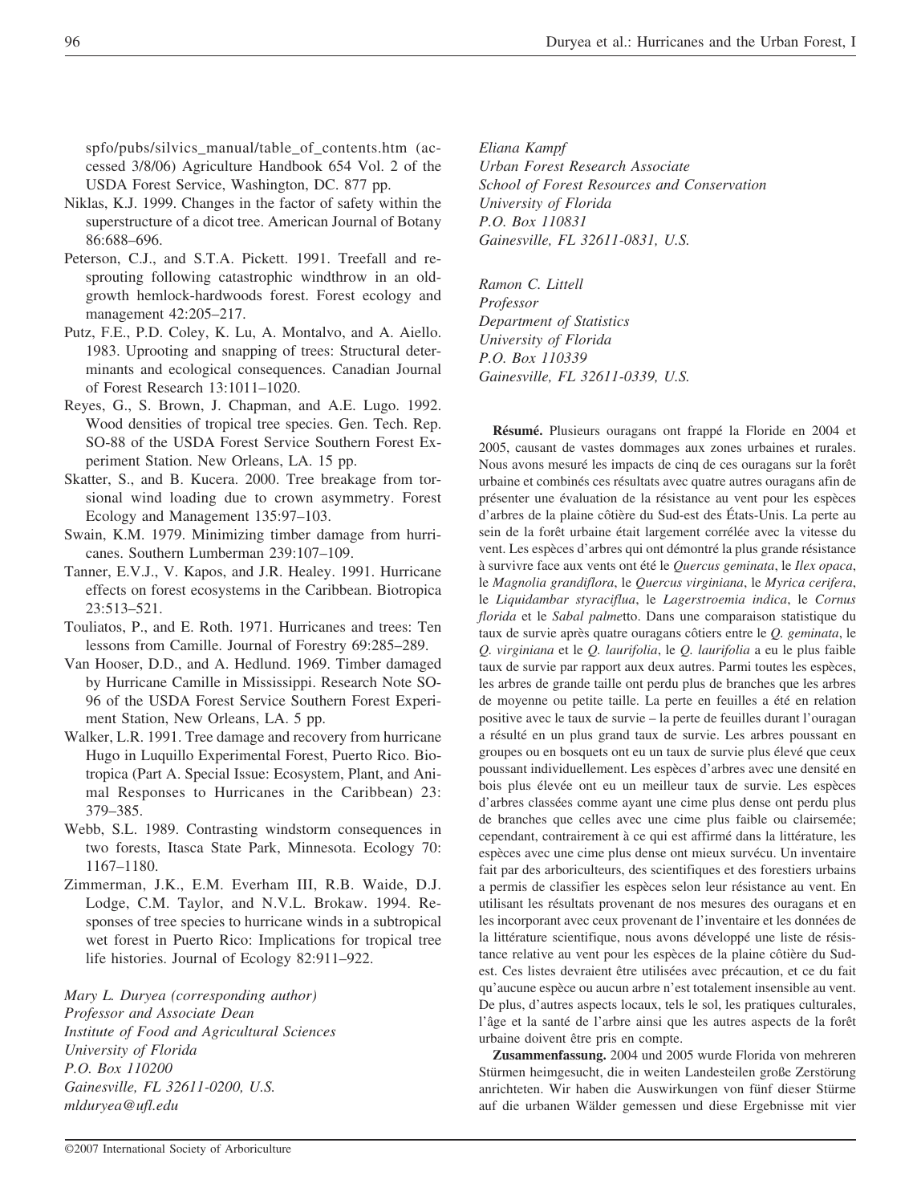spfo/pubs/silvics_manual/table_of_contents.htm (accessed 3/8/06) Agriculture Handbook 654 Vol. 2 of the USDA Forest Service, Washington, DC. 877 pp.

Niklas, K.J. 1999. Changes in the factor of safety within the superstructure of a dicot tree. American Journal of Botany 86:688–696.

Peterson, C.J., and S.T.A. Pickett. 1991. Treefall and resprouting following catastrophic windthrow in an old-growth hemlock-hardwoods forest. Forest ecology and management 42:205–217.

Putz, F.E., P.D. Coley, K. Lu, A. Montalvo, and A. Aiello. 1983. Uprooting and snapping of trees: Structural determinants and ecological consequences. Canadian Journal of Forest Research 13:1011–1020.

Reyes, G., S. Brown, J. Chapman, and A.E. Lugo. 1992. Wood densities of tropical tree species. Gen. Tech. Rep. SO-88 of the USDA Forest Service Southern Forest Experiment Station. New Orleans, LA. 15 pp.

Skatter, S., and B. Kucera. 2000. Tree breakage from torsional wind loading due to crown asymmetry. Forest Ecology and Management 135:97–103.

Swain, K.M. 1979. Minimizing timber damage from hurricanes. Southern Lumberman 239:107–109.

Tanner, E.V.J., V. Kapos, and J.R. Healey. 1991. Hurricane effects on forest ecosystems in the Caribbean. Biotropica 23:513–521.

Touliatos, P., and E. Roth. 1971. Hurricanes and trees: Ten lessons from Camille. Journal of Forestry 69:285–289.

Van Hooser, D.D., and A. Hedlund. 1969. Timber damaged by Hurricane Camille in Mississippi. Research Note SO-96 of the USDA Forest Service Southern Forest Experiment Station, New Orleans, LA. 5 pp.

Walker, L.R. 1991. Tree damage and recovery from hurricane Hugo in Luquillo Experimental Forest, Puerto Rico. Biotropica (Part A. Special Issue: Ecosystem, Plant, and Animal Responses to Hurricanes in the Caribbean) 23: 379–385.

Webb, S.L. 1989. Contrasting windstorm consequences in two forests, Itasca State Park, Minnesota. Ecology 70: 1167–1180.

Zimmerman, J.K., E.M. Everham III, R.B. Waide, D.J. Lodge, C.M. Taylor, and N.V.L. Brokaw. 1994. Responses of tree species to hurricane winds in a subtropical wet forest in Puerto Rico: Implications for tropical tree life histories. Journal of Ecology 82:911–922.

*Mary L. Duryea (corresponding author)*
*Professor and Associate Dean*
*Institute of Food and Agricultural Sciences*
*University of Florida*
*P.O. Box 110200*
*Gainesville, FL 32611-0200, U.S.*
*mlduryea@ufl.edu*

*Eliana Kampf*
*Urban Forest Research Associate*
*School of Forest Resources and Conservation*
*University of Florida*
*P.O. Box 110831*
*Gainesville, FL 32611-0831, U.S.*

*Ramon C. Littell*
*Professor*
*Department of Statistics*
*University of Florida*
*P.O. Box 110339*
*Gainesville, FL 32611-0339, U.S.*

**Résumé.** Plusieurs ouragans ont frappé la Floride en 2004 et 2005, causant de vastes dommages aux zones urbaines et rurales. Nous avons mesuré les impacts de cinq de ces ouragans sur la forêt urbaine et combinés ces résultats avec quatre autres ouragans afin de présenter une évaluation de la résistance au vent pour les espèces d'arbres de la plaine côtière du Sud-est des États-Unis. La perte au sein de la forêt urbaine était largement corrélée avec la vitesse du vent. Les espèces d'arbres qui ont démontré la plus grande résistance à survivre face aux vents ont été le *Quercus geminata*, le *Ilex opaca*, le *Magnolia grandiflora*, le *Quercus virginiana*, le *Myrica cerifera*, le *Liquidambar styraciflua*, le *Lagerstroemia indica*, le *Cornus florida* et le *Sabal palme*tto. Dans une comparaison statistique du taux de survie après quatre ouragans côtiers entre le *Q. geminata*, le *Q. virginiana* et le *Q. laurifolia*, le *Q. laurifolia* a eu le plus faible taux de survie par rapport aux deux autres. Parmi toutes les espèces, les arbres de grande taille ont perdu plus de branches que les arbres de moyenne ou petite taille. La perte en feuilles a été en relation positive avec le taux de survie – la perte de feuilles durant l'ouragan a résulté en un plus grand taux de survie. Les arbres poussant en groupes ou en bosquets ont eu un taux de survie plus élevé que ceux poussant individuellement. Les espèces d'arbres avec une densité en bois plus élevée ont eu un meilleur taux de survie. Les espèces d'arbres classées comme ayant une cime plus dense ont perdu plus de branches que celles avec une cime plus faible ou clairsemée; cependant, contrairement à ce qui est affirmé dans la littérature, les espèces avec une cime plus dense ont mieux survécu. Un inventaire fait par des arboriculteurs, des scientifiques et des forestiers urbains a permis de classifier les espèces selon leur résistance au vent. En utilisant les résultats provenant de nos mesures des ouragans et en les incorporant avec ceux provenant de l'inventaire et les données de la littérature scientifique, nous avons développé une liste de résistance relative au vent pour les espèces de la plaine côtière du Sud-est. Ces listes devraient être utilisées avec précaution, et ce du fait qu'aucune espèce ou aucun arbre n'est totalement insensible au vent. De plus, d'autres aspects locaux, tels le sol, les pratiques culturales, l'âge et la santé de l'arbre ainsi que les autres aspects de la forêt urbaine doivent être pris en compte.

**Zusammenfassung.** 2004 und 2005 wurde Florida von mehreren Stürmen heimgesucht, die in weiten Landesteilen große Zerstörung anrichteten. Wir haben die Auswirkungen von fünf dieser Stürme auf die urbanen Wälder gemessen und diese Ergebnisse mit vier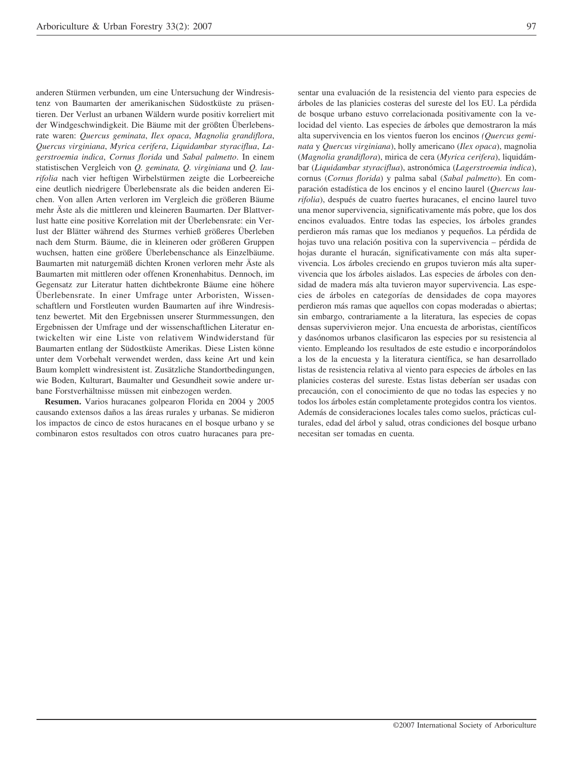anderen Stürmen verbunden, um eine Untersuchung der Windresistenz von Baumarten der amerikanischen Südostküste zu präsentieren. Der Verlust an urbanen Wäldern wurde positiv korreliert mit der Windgeschwindigkeit. Die Bäume mit der größten Überlebensrate waren: *Quercus geminata*, *Ilex opaca*, *Magnolia grandiflora*, *Quercus virginiana*, *Myrica cerifera*, *Liquidambar styraciflua*, *Lagerstroemia indica*, *Cornus florida* und *Sabal palmetto*. In einem statistischen Vergleich von *Q. geminata, Q. virginiana* und *Q. laurifolia* nach vier heftigen Wirbelstürmen zeigte die Lorbeereiche eine deutlich niedrigere Überlebensrate als die beiden anderen Eichen. Von allen Arten verloren im Vergleich die größeren Bäume mehr Äste als die mittleren und kleineren Baumarten. Der Blattverlust hatte eine positive Korrelation mit der Überlebensrate: ein Verlust der Blätter während des Sturmes verhieß größeres Überleben nach dem Sturm. Bäume, die in kleineren oder größeren Gruppen wuchsen, hatten eine größere Überlebenschance als Einzelbäume. Baumarten mit naturgemäß dichten Kronen verloren mehr Äste als Baumarten mit mittleren oder offenen Kronenhabitus. Dennoch, im Gegensatz zur Literatur hatten dichtbekronte Bäume eine höhere Überlebensrate. In einer Umfrage unter Arboristen, Wissenschaftlern und Forstleuten wurden Baumarten auf ihre Windresistenz bewertet. Mit den Ergebnissen unserer Sturmmessungen, den Ergebnissen der Umfrage und der wissenschaftlichen Literatur entwickelten wir eine Liste von relativem Windwiderstand für Baumarten entlang der Südostküste Amerikas. Diese Listen könne unter dem Vorbehalt verwendet werden, dass keine Art und kein Baum komplett windresistent ist. Zusätzliche Standortbedingungen, wie Boden, Kulturart, Baumalter und Gesundheit sowie andere urbane Forstverhältnisse müssen mit einbezogen werden.

**Resumen.** Varios huracanes golpearon Florida en 2004 y 2005 causando extensos daños a las áreas rurales y urbanas. Se midieron los impactos de cinco de estos huracanes en el bosque urbano y se combinaron estos resultados con otros cuatro huracanes para presentar una evaluación de la resistencia del viento para especies de árboles de las planicies costeras del sureste del los EU. La pérdida de bosque urbano estuvo correlacionada positivamente con la velocidad del viento. Las especies de árboles que demostraron la más alta supervivencia en los vientos fueron los encinos *(Quercus geminata* y *Quercus virginiana*), holly americano (*Ilex opaca*), magnolia (*Magnolia grandiflora*), mirica de cera (*Myrica cerifera*), liquidámbar (*Liquidambar styraciflua*), astronómica (*Lagerstroemia indica*), cornus (*Cornus florida*) y palma sabal (*Sabal palmetto*). En comparación estadística de los encinos y el encino laurel (*Quercus laurifolia*), después de cuatro fuertes huracanes, el encino laurel tuvo una menor supervivencia, significativamente más pobre, que los dos encinos evaluados. Entre todas las especies, los árboles grandes perdieron más ramas que los medianos y pequeños. La pérdida de hojas tuvo una relación positiva con la supervivencia – pérdida de hojas durante el huracán, significativamente con más alta supervivencia. Los árboles creciendo en grupos tuvieron más alta supervivencia que los árboles aislados. Las especies de árboles con densidad de madera más alta tuvieron mayor supervivencia. Las especies de árboles en categorías de densidades de copa mayores perdieron más ramas que aquellos con copas moderadas o abiertas; sin embargo, contrariamente a la literatura, las especies de copas densas supervivieron mejor. Una encuesta de arboristas, científicos y dasónomos urbanos clasificaron las especies por su resistencia al viento. Empleando los resultados de este estudio e incorporándolos a los de la encuesta y la literatura científica, se han desarrollado listas de resistencia relativa al viento para especies de árboles en las planicies costeras del sureste. Estas listas deberían ser usadas con precaución, con el conocimiento de que no todas las especies y no todos los árboles están completamente protegidos contra los vientos. Además de consideraciones locales tales como suelos, prácticas culturales, edad del árbol y salud, otras condiciones del bosque urbano necesitan ser tomadas en cuenta.